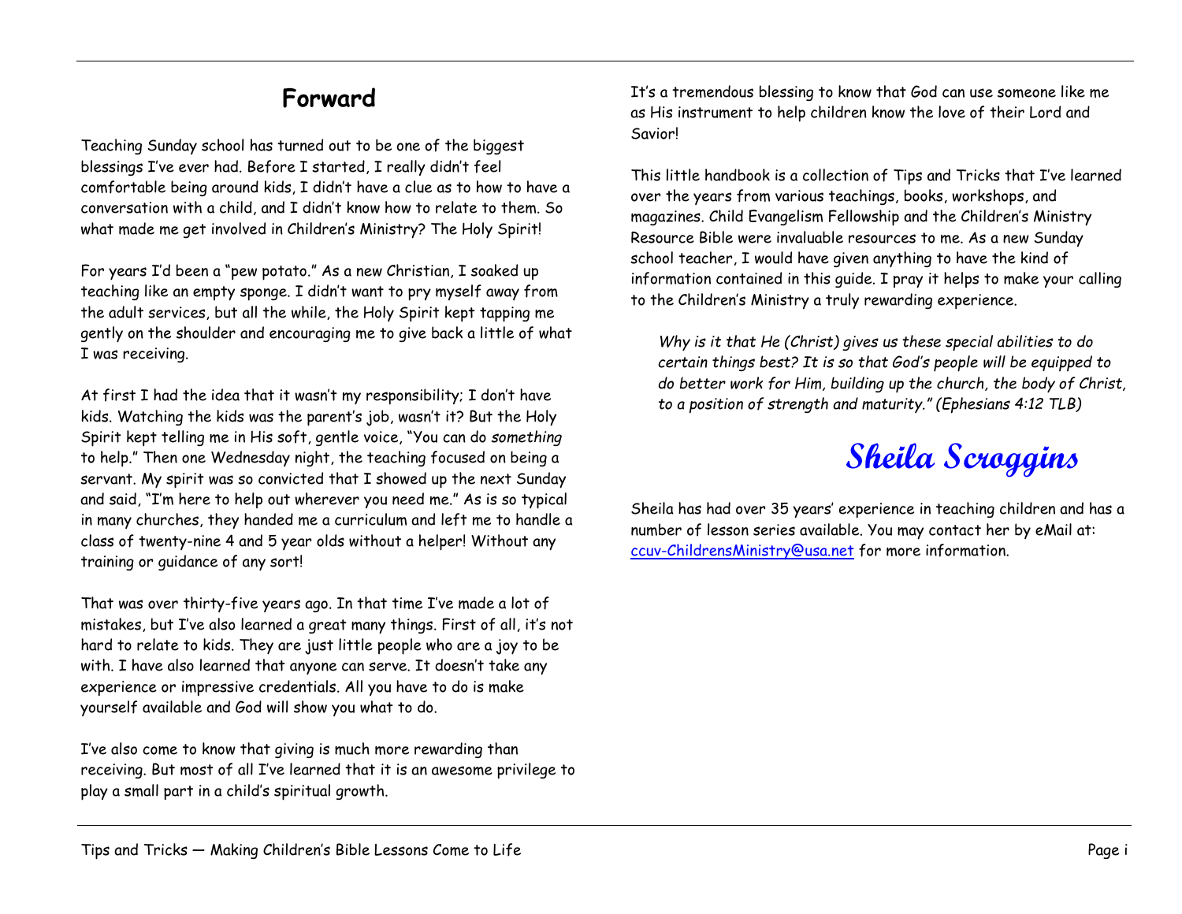# Forward

Teaching Sunday school has turned out to be one of the biggest blessings I've ever had. Before I started, I really didn't feel comfortable being around kids, I didn't have a clue as to how to have a conversation with a child, and I didn't know how to relate to them. So what made me get involved in Children's Ministry? The Holy Spirit!

For years I'd been a "pew potato." As a new Christian, I soaked up teaching like an empty sponge. I didn't want to pry myself away from the adult services, but all the while, the Holy Spirit kept tapping me gently on the shoulder and encouraging me to give back a little of what I was receiving.

At first I had the idea that it wasn't my responsibility; I don't have kids. Watching the kids was the parent's job, wasn't it? But the Holy Spirit kept telling me in His soft, gentle voice, "You can do *something* to help." Then one Wednesday night, the teaching focused on being a servant. My spirit was so convicted that I showed up the next Sunday and said, "I'm here to help out wherever you need me." As is so typical in many churches, they handed me a curriculum and left me to handle a class of twenty-nine 4 and 5 year olds without a helper! Without any training or guidance of any sort!

That was over thirty-five years ago. In that time I've made a lot of mistakes, but I've also learned a great many things. First of all, it's not hard to relate to kids. They are just little people who are a joy to be with. I have also learned that anyone can serve. It doesn't take any experience or impressive credentials. All you have to do is make yourself available and God will show you what to do.

I've also come to know that giving is much more rewarding than receiving. But most of all I've learned that it is an awesome privilege to play a small part in a child's spiritual growth.

It's a tremendous blessing to know that God can use someone like me as His instrument to help children know the love of their Lord and Savior!

This little handbook is a collection of Tips and Tricks that I've learned over the years from various teachings, books, workshops, and magazines. Child Evangelism Fellowship and the Children's Ministry Resource Bible were invaluable resources to me. As a new Sunday school teacher, I would have given anything to have the kind of information contained in this guide. I pray it helps to make your calling to the Children's Ministry a truly rewarding experience.

> *Why is it that He (Christ) gives us these special abilities to do certain things best? It is so that God's people will be equipped to do better work for Him, building up the church, the body of Christ, to a position of strength and maturity." (Ephesians 4:12 TLB)*

**Sheila Scroggins**

Sheila has had over 35 years' experience in teaching children and has a number of lesson series available. You may contact her by eMail at: ccuv-ChildrensMinistry@usa.net for more information.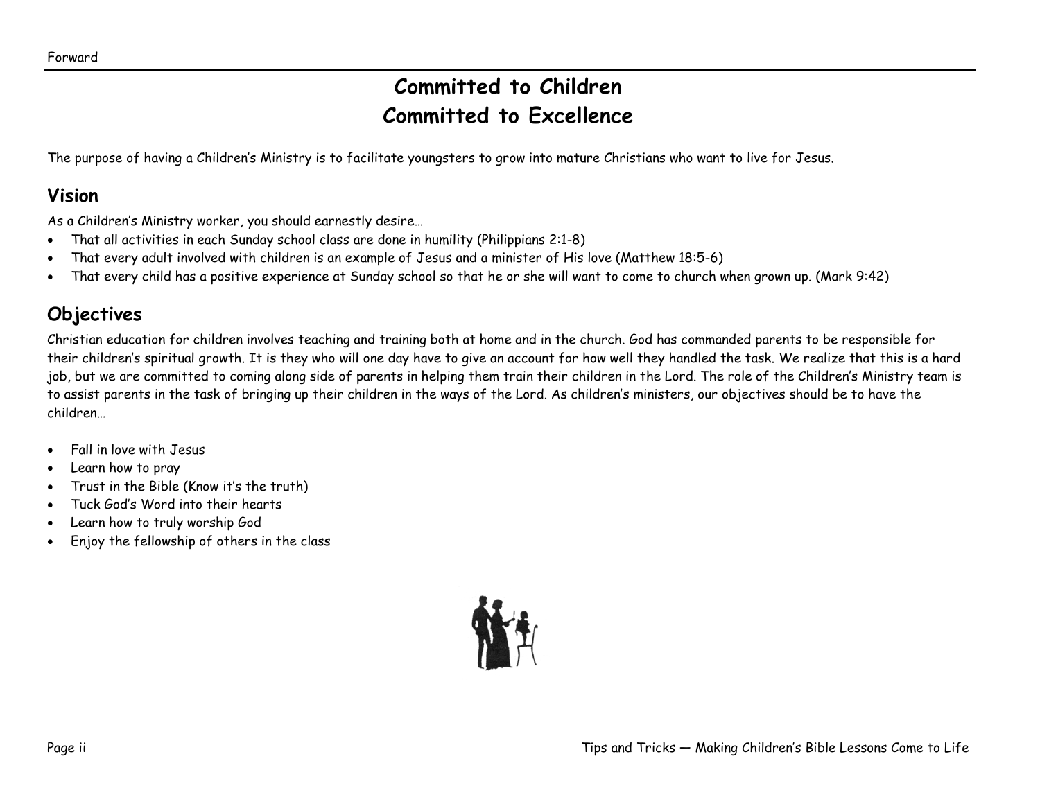# Committed to Children
# Committed to Excellence

The purpose of having a Children's Ministry is to facilitate youngsters to grow into mature Christians who want to live for Jesus.

## Vision

As a Children's Ministry worker, you should earnestly desire…

- That all activities in each Sunday school class are done in humility (Philippians 2:1-8)
- That every adult involved with children is an example of Jesus and a minister of His love (Matthew 18:5-6)
- That every child has a positive experience at Sunday school so that he or she will want to come to church when grown up. (Mark 9:42)

## Objectives

Christian education for children involves teaching and training both at home and in the church. God has commanded parents to be responsible for their children's spiritual growth. It is they who will one day have to give an account for how well they handled the task. We realize that this is a hard job, but we are committed to coming along side of parents in helping them train their children in the Lord. The role of the Children's Ministry team is to assist parents in the task of bringing up their children in the ways of the Lord. As children's ministers, our objectives should be to have the children…

- Fall in love with Jesus
- Learn how to pray
- Trust in the Bible (Know it's the truth)
- Tuck God's Word into their hearts
- Learn how to truly worship God
- Enjoy the fellowship of others in the class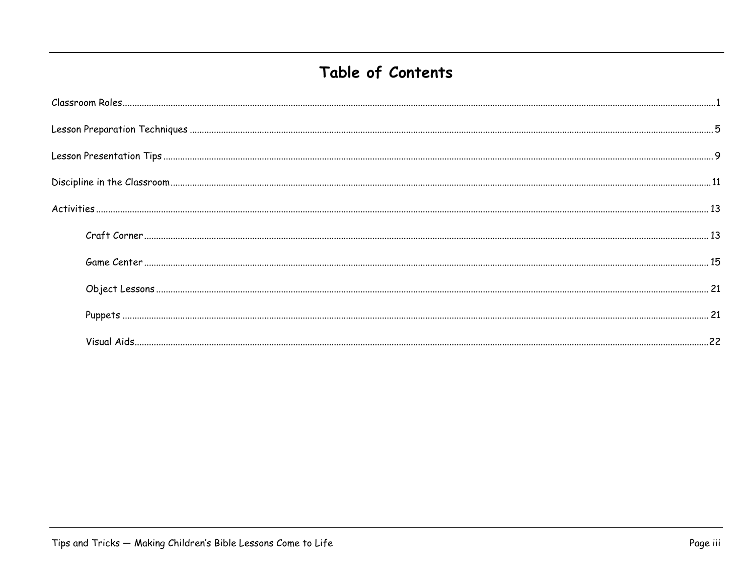# Table of Contents

Classroom Roles........................................................................1

Lesson Preparation Techniques ..........................................................5

Lesson Presentation Tips ...............................................................9

Discipline in the Classroom............................................................11

Activities ............................................................................13

- Craft Corner ........................................................................13
- Game Center .........................................................................15
- Object Lessons ......................................................................21
- Puppets .............................................................................21
- Visual Aids..........................................................................22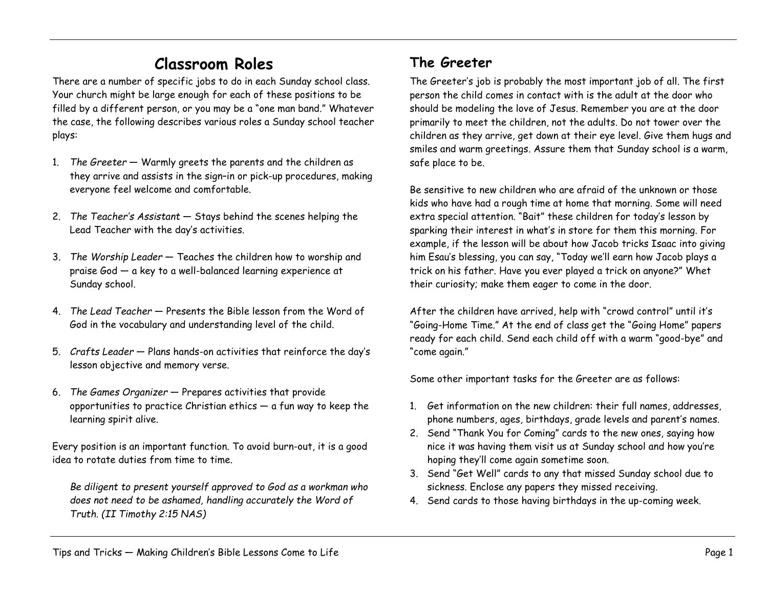# Classroom Roles

There are a number of specific jobs to do in each Sunday school class. Your church might be large enough for each of these positions to be filled by a different person, or you may be a "one man band." Whatever the case, the following describes various roles a Sunday school teacher plays:

1. *The Greeter* — Warmly greets the parents and the children as they arrive and assists in the sign–in or pick-up procedures, making everyone feel welcome and comfortable.

2. *The Teacher's Assistant* — Stays behind the scenes helping the Lead Teacher with the day's activities.

3. *The Worship Leader* — Teaches the children how to worship and praise God — a key to a well-balanced learning experience at Sunday school.

4. *The Lead Teacher* — Presents the Bible lesson from the Word of God in the vocabulary and understanding level of the child.

5. *Crafts Leader* — Plans hands-on activities that reinforce the day's lesson objective and memory verse.

6. *The Games Organizer* — Prepares activities that provide opportunities to practice Christian ethics — a fun way to keep the learning spirit alive.

Every position is an important function. To avoid burn-out, it is a good idea to rotate duties from time to time.

> *Be diligent to present yourself approved to God as a workman who does not need to be ashamed, handling accurately the Word of Truth. (II Timothy 2:15 NAS)*

## The Greeter

The Greeter's job is probably the most important job of all. The first person the child comes in contact with is the adult at the door who should be modeling the love of Jesus. Remember you are at the door primarily to meet the children, not the adults. Do not tower over the children as they arrive, get down at their eye level. Give them hugs and smiles and warm greetings. Assure them that Sunday school is a warm, safe place to be.

Be sensitive to new children who are afraid of the unknown or those kids who have had a rough time at home that morning. Some will need extra special attention. "Bait" these children for today's lesson by sparking their interest in what's in store for them this morning. For example, if the lesson will be about how Jacob tricks Isaac into giving him Esau's blessing, you can say, "Today we'll earn how Jacob plays a trick on his father. Have you ever played a trick on anyone?" Whet their curiosity; make them eager to come in the door.

After the children have arrived, help with "crowd control" until it's "Going-Home Time." At the end of class get the "Going Home" papers ready for each child. Send each child off with a warm "good-bye" and "come again."

Some other important tasks for the Greeter are as follows:

1. Get information on the new children: their full names, addresses, phone numbers, ages, birthdays, grade levels and parent's names.
2. Send "Thank You for Coming" cards to the new ones, saying how nice it was having them visit us at Sunday school and how you're hoping they'll come again sometime soon.
3. Send "Get Well" cards to any that missed Sunday school due to sickness. Enclose any papers they missed receiving.
4. Send cards to those having birthdays in the up-coming week.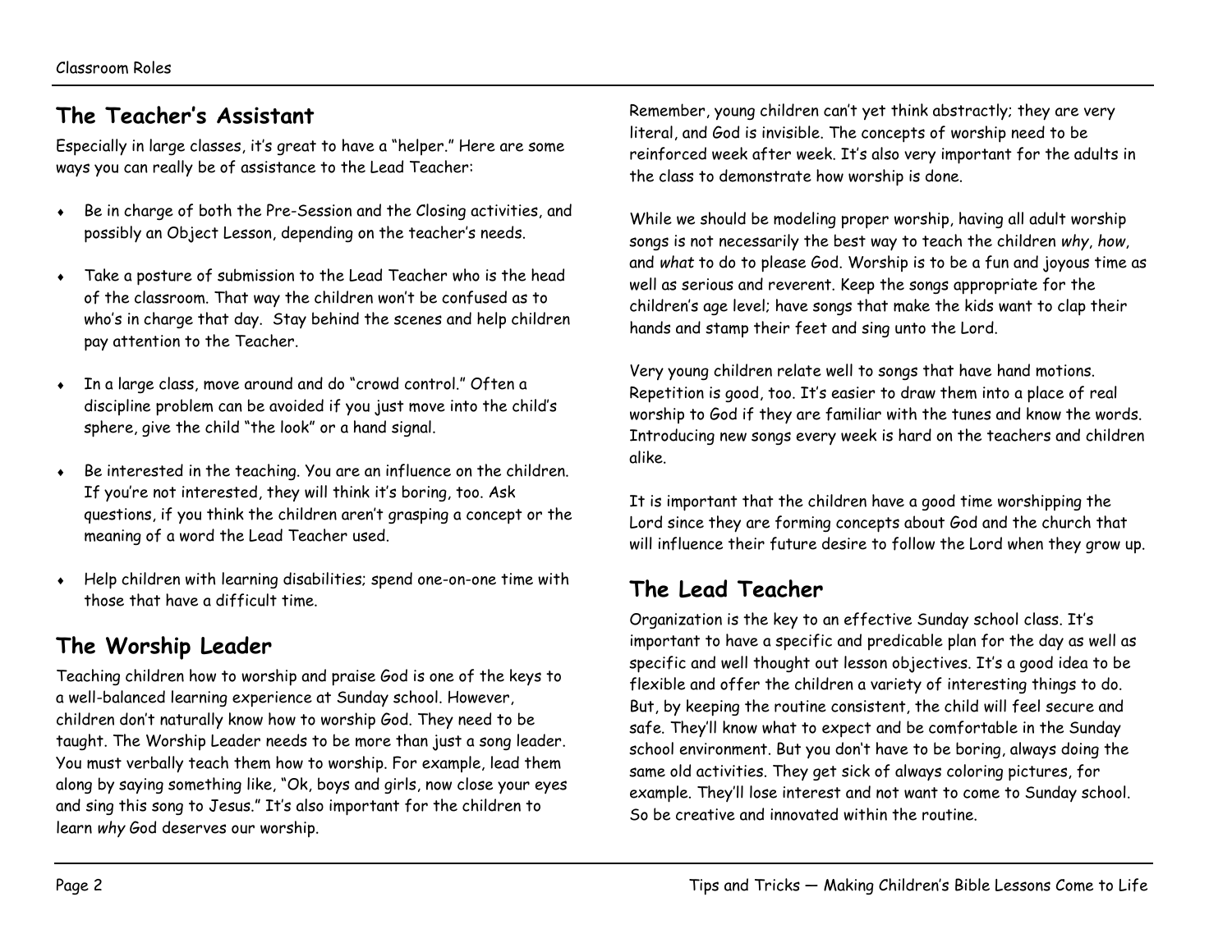## The Teacher's Assistant

Especially in large classes, it's great to have a "helper." Here are some ways you can really be of assistance to the Lead Teacher:

- Be in charge of both the Pre-Session and the Closing activities, and possibly an Object Lesson, depending on the teacher's needs.
- Take a posture of submission to the Lead Teacher who is the head of the classroom. That way the children won't be confused as to who's in charge that day. Stay behind the scenes and help children pay attention to the Teacher.
- In a large class, move around and do "crowd control." Often a discipline problem can be avoided if you just move into the child's sphere, give the child "the look" or a hand signal.
- Be interested in the teaching. You are an influence on the children. If you're not interested, they will think it's boring, too. Ask questions, if you think the children aren't grasping a concept or the meaning of a word the Lead Teacher used.
- Help children with learning disabilities; spend one-on-one time with those that have a difficult time.

## The Worship Leader

Teaching children how to worship and praise God is one of the keys to a well-balanced learning experience at Sunday school. However, children don't naturally know how to worship God. They need to be taught. The Worship Leader needs to be more than just a song leader. You must verbally teach them how to worship. For example, lead them along by saying something like, "Ok, boys and girls, now close your eyes and sing this song to Jesus." It's also important for the children to learn *why* God deserves our worship.

Remember, young children can't yet think abstractly; they are very literal, and God is invisible. The concepts of worship need to be reinforced week after week. It's also very important for the adults in the class to demonstrate how worship is done.

While we should be modeling proper worship, having all adult worship songs is not necessarily the best way to teach the children *why*, *how*, and *what* to do to please God. Worship is to be a fun and joyous time as well as serious and reverent. Keep the songs appropriate for the children's age level; have songs that make the kids want to clap their hands and stamp their feet and sing unto the Lord.

Very young children relate well to songs that have hand motions. Repetition is good, too. It's easier to draw them into a place of real worship to God if they are familiar with the tunes and know the words. Introducing new songs every week is hard on the teachers and children alike.

It is important that the children have a good time worshipping the Lord since they are forming concepts about God and the church that will influence their future desire to follow the Lord when they grow up.

## The Lead Teacher

Organization is the key to an effective Sunday school class. It's important to have a specific and predicable plan for the day as well as specific and well thought out lesson objectives. It's a good idea to be flexible and offer the children a variety of interesting things to do. But, by keeping the routine consistent, the child will feel secure and safe. They'll know what to expect and be comfortable in the Sunday school environment. But you don't have to be boring, always doing the same old activities. They get sick of always coloring pictures, for example. They'll lose interest and not want to come to Sunday school. So be creative and innovated within the routine.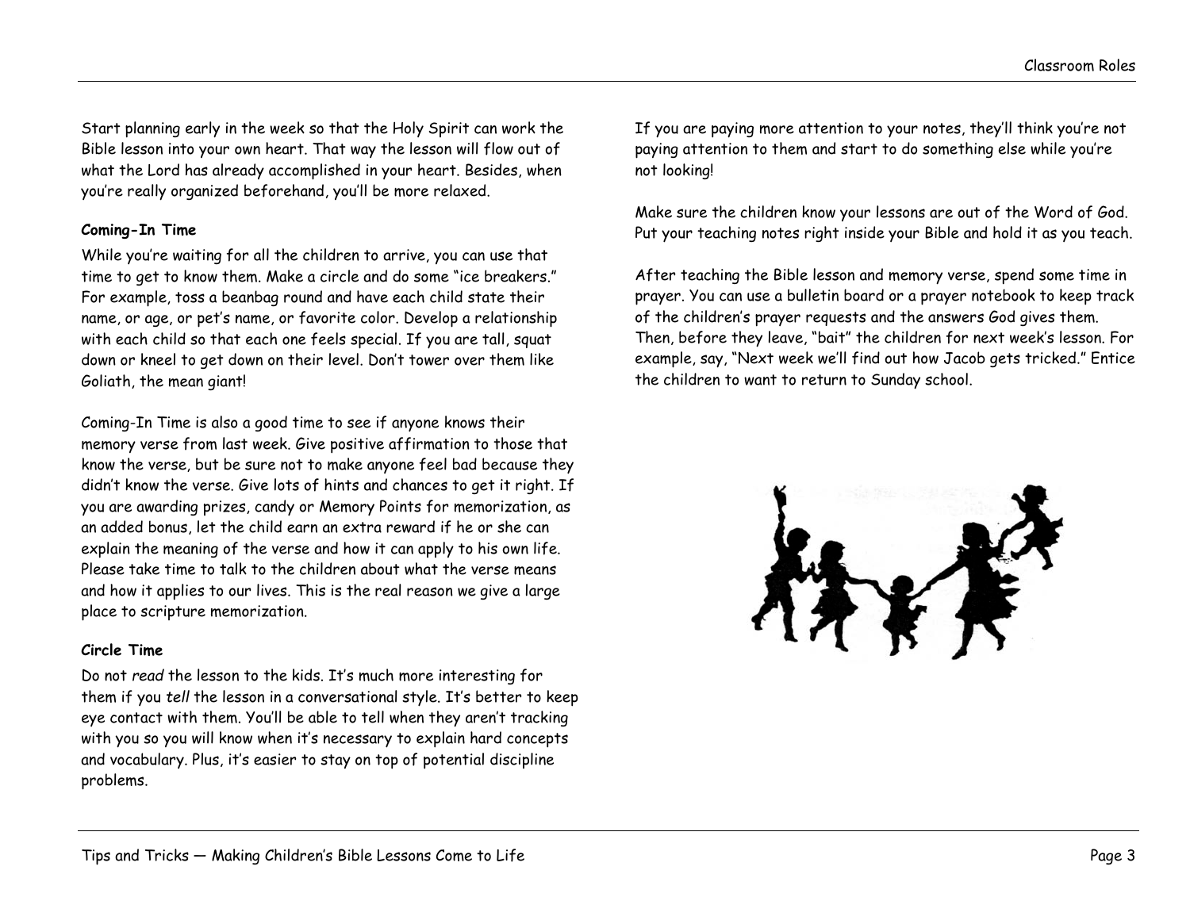Start planning early in the week so that the Holy Spirit can work the Bible lesson into your own heart. That way the lesson will flow out of what the Lord has already accomplished in your heart. Besides, when you're really organized beforehand, you'll be more relaxed.

**Coming-In Time**

While you're waiting for all the children to arrive, you can use that time to get to know them. Make a circle and do some "ice breakers." For example, toss a beanbag round and have each child state their name, or age, or pet's name, or favorite color. Develop a relationship with each child so that each one feels special. If you are tall, squat down or kneel to get down on their level. Don't tower over them like Goliath, the mean giant!

Coming-In Time is also a good time to see if anyone knows their memory verse from last week. Give positive affirmation to those that know the verse, but be sure not to make anyone feel bad because they didn't know the verse. Give lots of hints and chances to get it right. If you are awarding prizes, candy or Memory Points for memorization, as an added bonus, let the child earn an extra reward if he or she can explain the meaning of the verse and how it can apply to his own life. Please take time to talk to the children about what the verse means and how it applies to our lives. This is the real reason we give a large place to scripture memorization.

**Circle Time**

Do not *read* the lesson to the kids. It's much more interesting for them if you *tell* the lesson in a conversational style. It's better to keep eye contact with them. You'll be able to tell when they aren't tracking with you so you will know when it's necessary to explain hard concepts and vocabulary. Plus, it's easier to stay on top of potential discipline problems.

If you are paying more attention to your notes, they'll think you're not paying attention to them and start to do something else while you're not looking!

Make sure the children know your lessons are out of the Word of God. Put your teaching notes right inside your Bible and hold it as you teach.

After teaching the Bible lesson and memory verse, spend some time in prayer. You can use a bulletin board or a prayer notebook to keep track of the children's prayer requests and the answers God gives them. Then, before they leave, "bait" the children for next week's lesson. For example, say, "Next week we'll find out how Jacob gets tricked." Entice the children to want to return to Sunday school.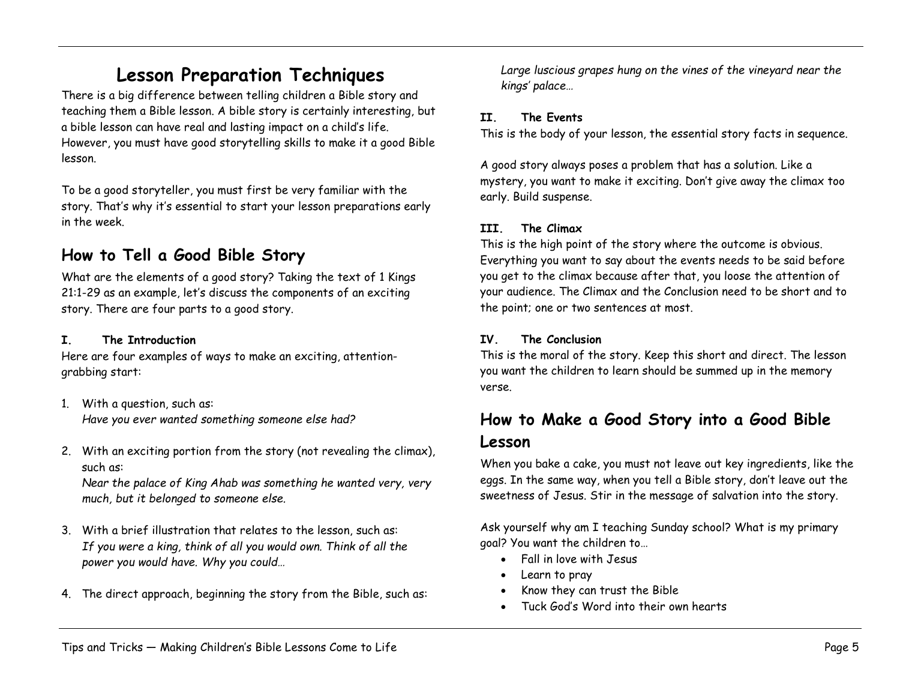# Lesson Preparation Techniques

There is a big difference between telling children a Bible story and teaching them a Bible lesson. A bible story is certainly interesting, but a bible lesson can have real and lasting impact on a child's life. However, you must have good storytelling skills to make it a good Bible lesson.

To be a good storyteller, you must first be very familiar with the story. That's why it's essential to start your lesson preparations early in the week.

## How to Tell a Good Bible Story

What are the elements of a good story? Taking the text of 1 Kings 21:1-29 as an example, let's discuss the components of an exciting story. There are four parts to a good story.

**I. The Introduction**

Here are four examples of ways to make an exciting, attention-grabbing start:

1. With a question, such as:
   *Have you ever wanted something someone else had?*

2. With an exciting portion from the story (not revealing the climax), such as:
   *Near the palace of King Ahab was something he wanted very, very much, but it belonged to someone else.*

3. With a brief illustration that relates to the lesson, such as:
   *If you were a king, think of all you would own. Think of all the power you would have. Why you could…*

4. The direct approach, beginning the story from the Bible, such as:
   *Large luscious grapes hung on the vines of the vineyard near the kings' palace…*

**II. The Events**

This is the body of your lesson, the essential story facts in sequence.

A good story always poses a problem that has a solution. Like a mystery, you want to make it exciting. Don't give away the climax too early. Build suspense.

**III. The Climax**

This is the high point of the story where the outcome is obvious. Everything you want to say about the events needs to be said before you get to the climax because after that, you loose the attention of your audience. The Climax and the Conclusion need to be short and to the point; one or two sentences at most.

**IV. The Conclusion**

This is the moral of the story. Keep this short and direct. The lesson you want the children to learn should be summed up in the memory verse.

## How to Make a Good Story into a Good Bible Lesson

When you bake a cake, you must not leave out key ingredients, like the eggs. In the same way, when you tell a Bible story, don't leave out the sweetness of Jesus. Stir in the message of salvation into the story.

Ask yourself why am I teaching Sunday school? What is my primary goal? You want the children to…

- Fall in love with Jesus
- Learn to pray
- Know they can trust the Bible
- Tuck God's Word into their own hearts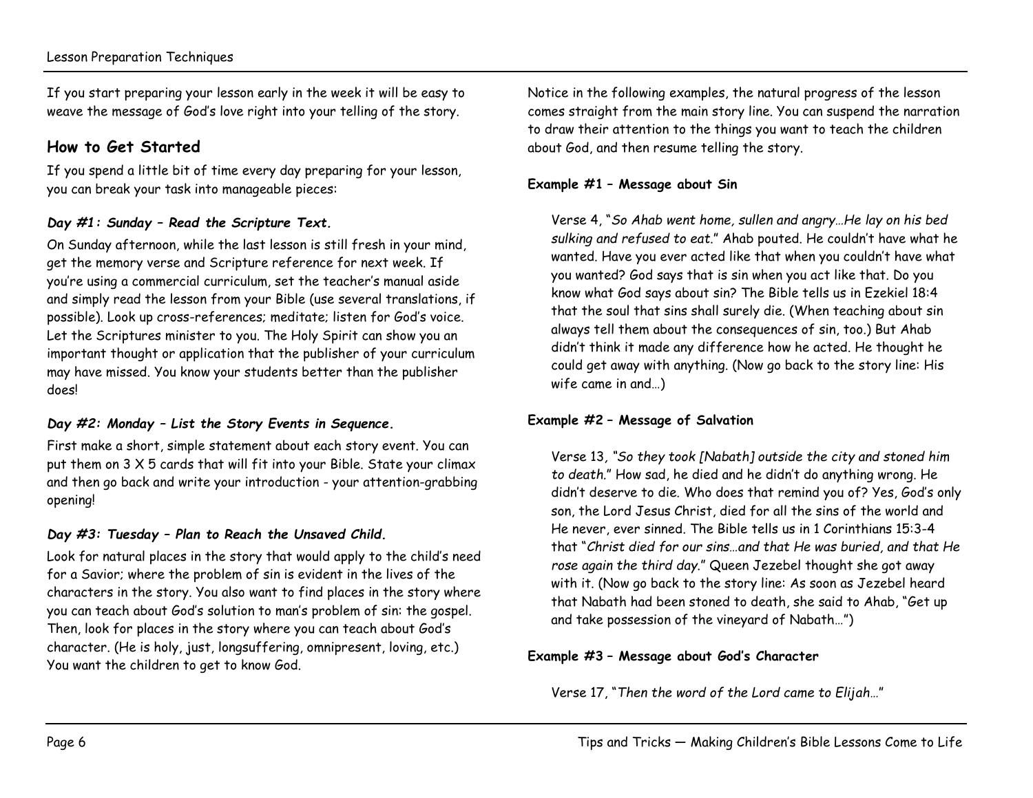If you start preparing your lesson early in the week it will be easy to weave the message of God's love right into your telling of the story.

## How to Get Started

If you spend a little bit of time every day preparing for your lesson, you can break your task into manageable pieces:

### *Day #1: Sunday – Read the Scripture Text.*

On Sunday afternoon, while the last lesson is still fresh in your mind, get the memory verse and Scripture reference for next week. If you're using a commercial curriculum, set the teacher's manual aside and simply read the lesson from your Bible (use several translations, if possible). Look up cross-references; meditate; listen for God's voice. Let the Scriptures minister to you. The Holy Spirit can show you an important thought or application that the publisher of your curriculum may have missed. You know your students better than the publisher does!

### *Day #2: Monday – List the Story Events in Sequence.*

First make a short, simple statement about each story event. You can put them on 3 X 5 cards that will fit into your Bible. State your climax and then go back and write your introduction - your attention-grabbing opening!

### *Day #3: Tuesday – Plan to Reach the Unsaved Child.*

Look for natural places in the story that would apply to the child's need for a Savior; where the problem of sin is evident in the lives of the characters in the story. You also want to find places in the story where you can teach about God's solution to man's problem of sin: the gospel. Then, look for places in the story where you can teach about God's character. (He is holy, just, longsuffering, omnipresent, loving, etc.) You want the children to get to know God.

Notice in the following examples, the natural progress of the lesson comes straight from the main story line. You can suspend the narration to draw their attention to the things you want to teach the children about God, and then resume telling the story.

**Example #1 – Message about Sin**

> Verse 4, "*So Ahab went home, sullen and angry…He lay on his bed sulking and refused to eat.*" Ahab pouted. He couldn't have what he wanted. Have you ever acted like that when you couldn't have what you wanted? God says that is sin when you act like that. Do you know what God says about sin? The Bible tells us in Ezekiel 18:4 that the soul that sins shall surely die. (When teaching about sin always tell them about the consequences of sin, too.) But Ahab didn't think it made any difference how he acted. He thought he could get away with anything. (Now go back to the story line: His wife came in and…)

**Example #2 – Message of Salvation**

> Verse 13, "*So they took [Nabath] outside the city and stoned him to death.*" How sad, he died and he didn't do anything wrong. He didn't deserve to die. Who does that remind you of? Yes, God's only son, the Lord Jesus Christ, died for all the sins of the world and He never, ever sinned. The Bible tells us in 1 Corinthians 15:3-4 that "*Christ died for our sins…and that He was buried, and that He rose again the third day.*" Queen Jezebel thought she got away with it. (Now go back to the story line: As soon as Jezebel heard that Nabath had been stoned to death, she said to Ahab, "Get up and take possession of the vineyard of Nabath…")

**Example #3 – Message about God's Character**

> Verse 17, "*Then the word of the Lord came to Elijah…*"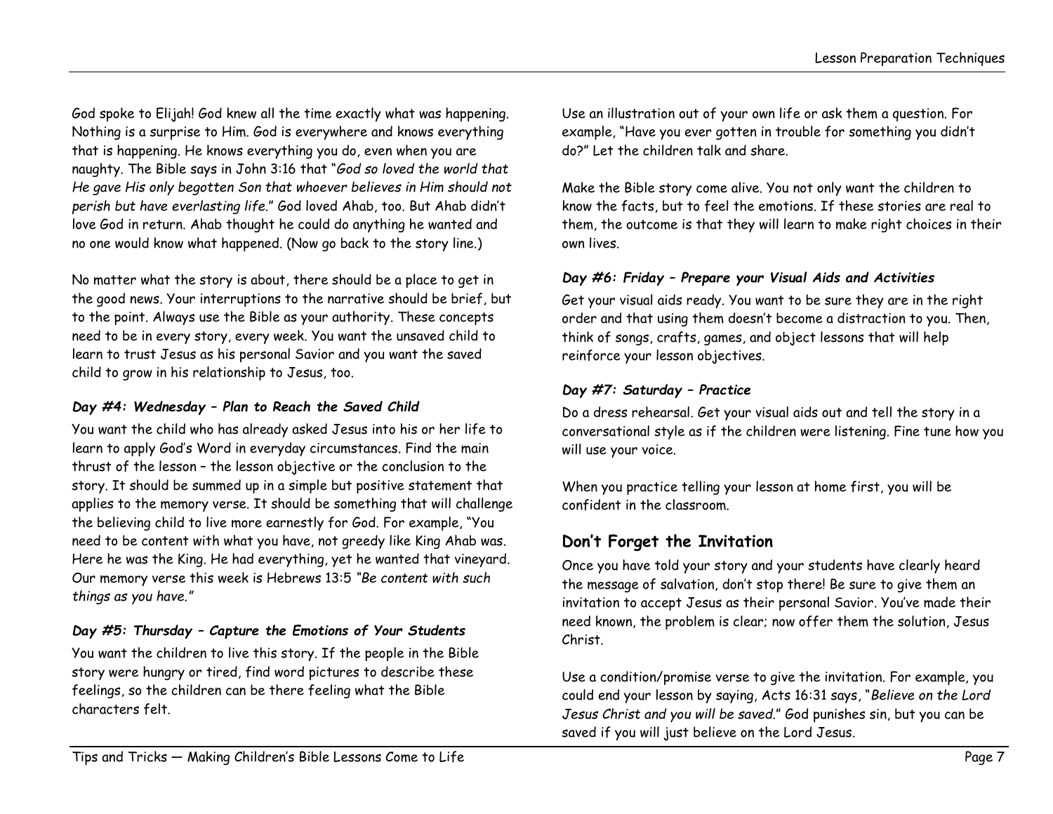God spoke to Elijah! God knew all the time exactly what was happening. Nothing is a surprise to Him. God is everywhere and knows everything that is happening. He knows everything you do, even when you are naughty. The Bible says in John 3:16 that "*God so loved the world that He gave His only begotten Son that whoever believes in Him should not perish but have everlasting life.*" God loved Ahab, too. But Ahab didn't love God in return. Ahab thought he could do anything he wanted and no one would know what happened. (Now go back to the story line.)

No matter what the story is about, there should be a place to get in the good news. Your interruptions to the narrative should be brief, but to the point. Always use the Bible as your authority. These concepts need to be in every story, every week. You want the unsaved child to learn to trust Jesus as his personal Savior and you want the saved child to grow in his relationship to Jesus, too.

### *Day #4: Wednesday – Plan to Reach the Saved Child*

You want the child who has already asked Jesus into his or her life to learn to apply God's Word in everyday circumstances. Find the main thrust of the lesson – the lesson objective or the conclusion to the story. It should be summed up in a simple but positive statement that applies to the memory verse. It should be something that will challenge the believing child to live more earnestly for God. For example, "You need to be content with what you have, not greedy like King Ahab was. Here he was the King. He had everything, yet he wanted that vineyard. Our memory verse this week is Hebrews 13:5 *"Be content with such things as you have."*

### *Day #5: Thursday – Capture the Emotions of Your Students*

You want the children to live this story. If the people in the Bible story were hungry or tired, find word pictures to describe these feelings, so the children can be there feeling what the Bible characters felt.

Use an illustration out of your own life or ask them a question. For example, "Have you ever gotten in trouble for something you didn't do?" Let the children talk and share.

Make the Bible story come alive. You not only want the children to know the facts, but to feel the emotions. If these stories are real to them, the outcome is that they will learn to make right choices in their own lives.

### *Day #6: Friday – Prepare your Visual Aids and Activities*

Get your visual aids ready. You want to be sure they are in the right order and that using them doesn't become a distraction to you. Then, think of songs, crafts, games, and object lessons that will help reinforce your lesson objectives.

### *Day #7: Saturday – Practice*

Do a dress rehearsal. Get your visual aids out and tell the story in a conversational style as if the children were listening. Fine tune how you will use your voice.

When you practice telling your lesson at home first, you will be confident in the classroom.

## Don't Forget the Invitation

Once you have told your story and your students have clearly heard the message of salvation, don't stop there! Be sure to give them an invitation to accept Jesus as their personal Savior. You've made their need known, the problem is clear; now offer them the solution, Jesus Christ.

Use a condition/promise verse to give the invitation. For example, you could end your lesson by saying, Acts 16:31 says, "*Believe on the Lord Jesus Christ and you will be saved.*" God punishes sin, but you can be saved if you will just believe on the Lord Jesus.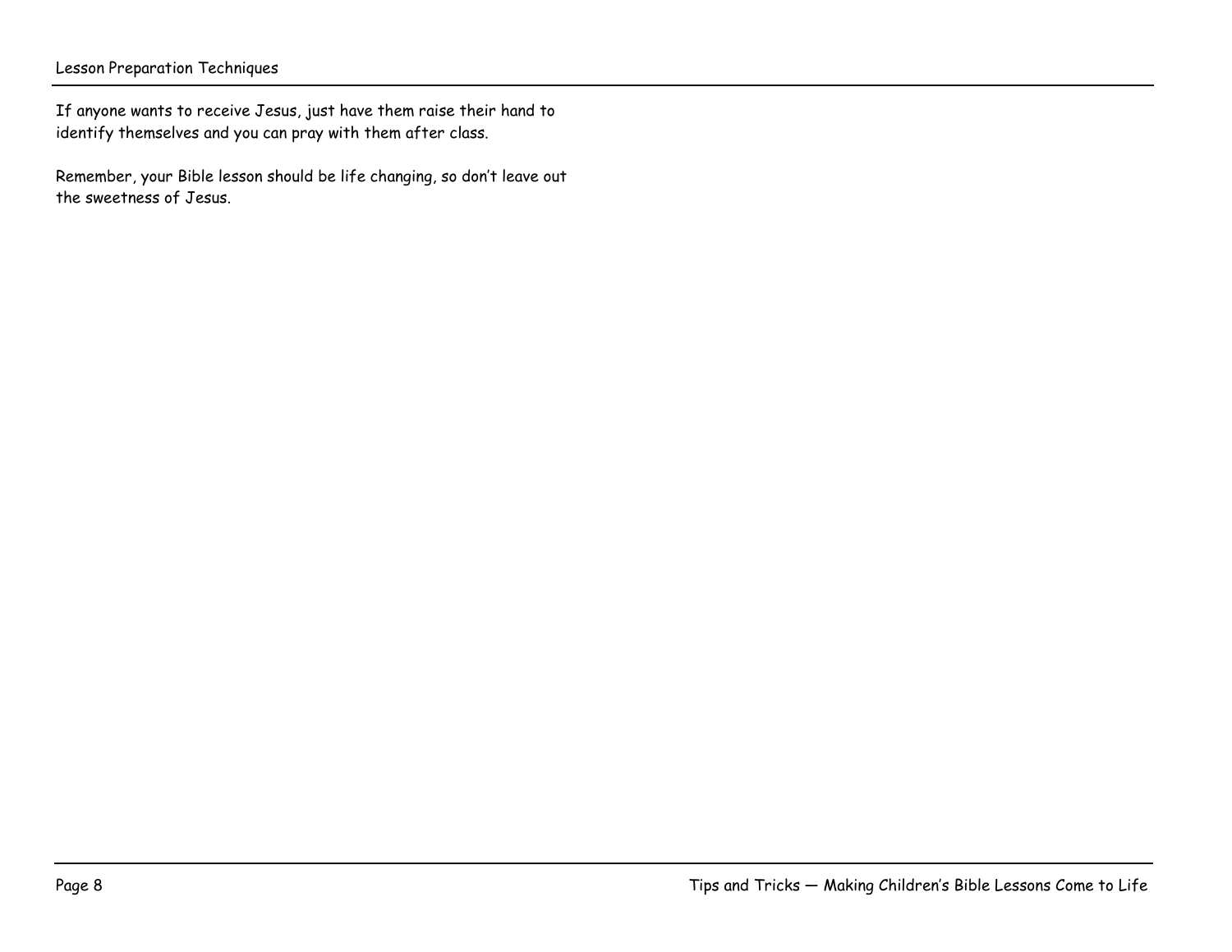If anyone wants to receive Jesus, just have them raise their hand to identify themselves and you can pray with them after class.

Remember, your Bible lesson should be life changing, so don't leave out the sweetness of Jesus.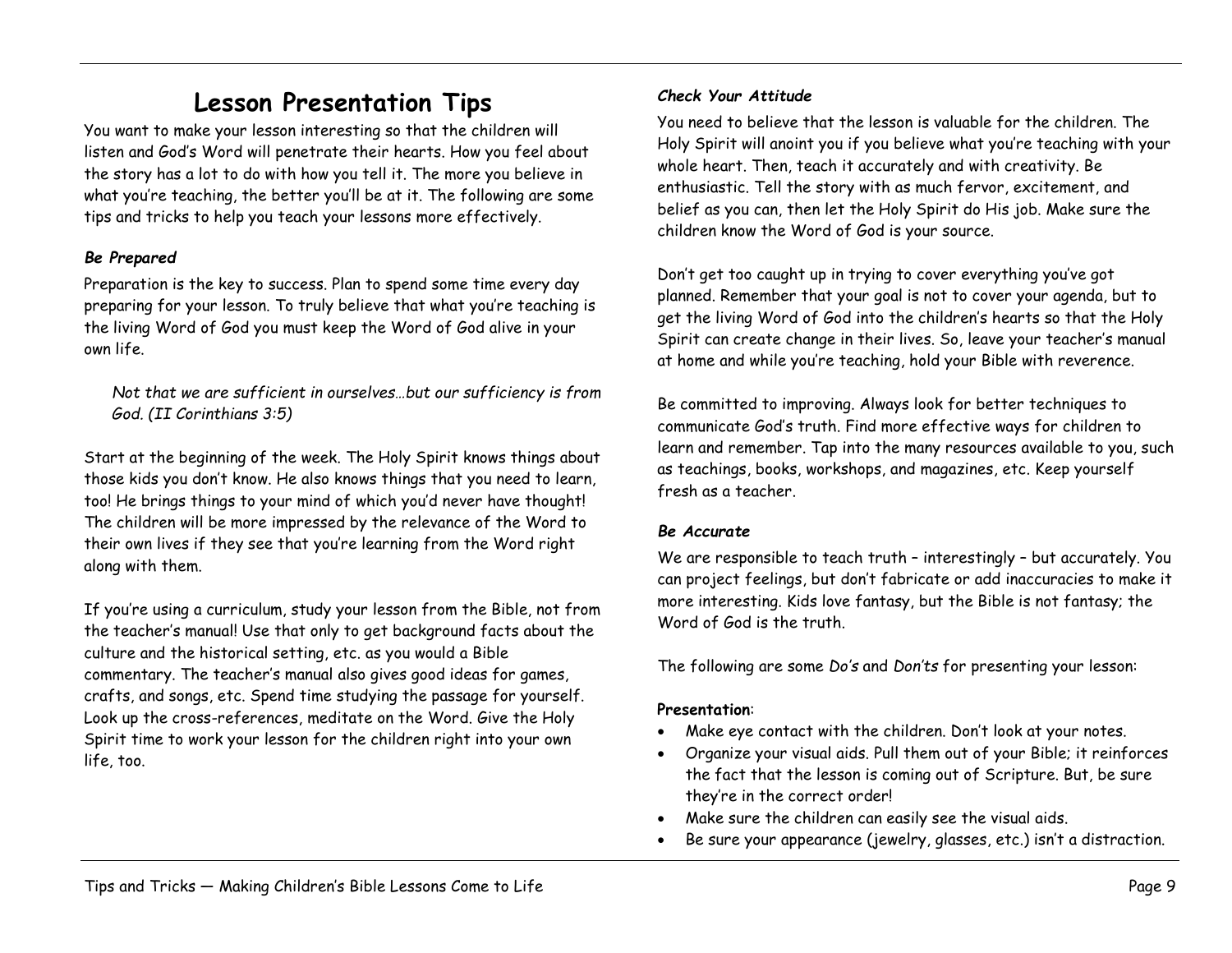# Lesson Presentation Tips

You want to make your lesson interesting so that the children will listen and God's Word will penetrate their hearts. How you feel about the story has a lot to do with how you tell it. The more you believe in what you're teaching, the better you'll be at it. The following are some tips and tricks to help you teach your lessons more effectively.

### *Be Prepared*

Preparation is the key to success. Plan to spend some time every day preparing for your lesson. To truly believe that what you're teaching is the living Word of God you must keep the Word of God alive in your own life.

> *Not that we are sufficient in ourselves…but our sufficiency is from God. (II Corinthians 3:5)*

Start at the beginning of the week. The Holy Spirit knows things about those kids you don't know. He also knows things that you need to learn, too! He brings things to your mind of which you'd never have thought! The children will be more impressed by the relevance of the Word to their own lives if they see that you're learning from the Word right along with them.

If you're using a curriculum, study your lesson from the Bible, not from the teacher's manual! Use that only to get background facts about the culture and the historical setting, etc. as you would a Bible commentary. The teacher's manual also gives good ideas for games, crafts, and songs, etc. Spend time studying the passage for yourself. Look up the cross-references, meditate on the Word. Give the Holy Spirit time to work your lesson for the children right into your own life, too.

### *Check Your Attitude*

You need to believe that the lesson is valuable for the children. The Holy Spirit will anoint you if you believe what you're teaching with your whole heart. Then, teach it accurately and with creativity. Be enthusiastic. Tell the story with as much fervor, excitement, and belief as you can, then let the Holy Spirit do His job. Make sure the children know the Word of God is your source.

Don't get too caught up in trying to cover everything you've got planned. Remember that your goal is not to cover your agenda, but to get the living Word of God into the children's hearts so that the Holy Spirit can create change in their lives. So, leave your teacher's manual at home and while you're teaching, hold your Bible with reverence.

Be committed to improving. Always look for better techniques to communicate God's truth. Find more effective ways for children to learn and remember. Tap into the many resources available to you, such as teachings, books, workshops, and magazines, etc. Keep yourself fresh as a teacher.

### *Be Accurate*

We are responsible to teach truth – interestingly – but accurately. You can project feelings, but don't fabricate or add inaccuracies to make it more interesting. Kids love fantasy, but the Bible is not fantasy; the Word of God is the truth.

The following are some *Do's* and *Don'ts* for presenting your lesson:

**Presentation**:

- Make eye contact with the children. Don't look at your notes.
- Organize your visual aids. Pull them out of your Bible; it reinforces the fact that the lesson is coming out of Scripture. But, be sure they're in the correct order!
- Make sure the children can easily see the visual aids.
- Be sure your appearance (jewelry, glasses, etc.) isn't a distraction.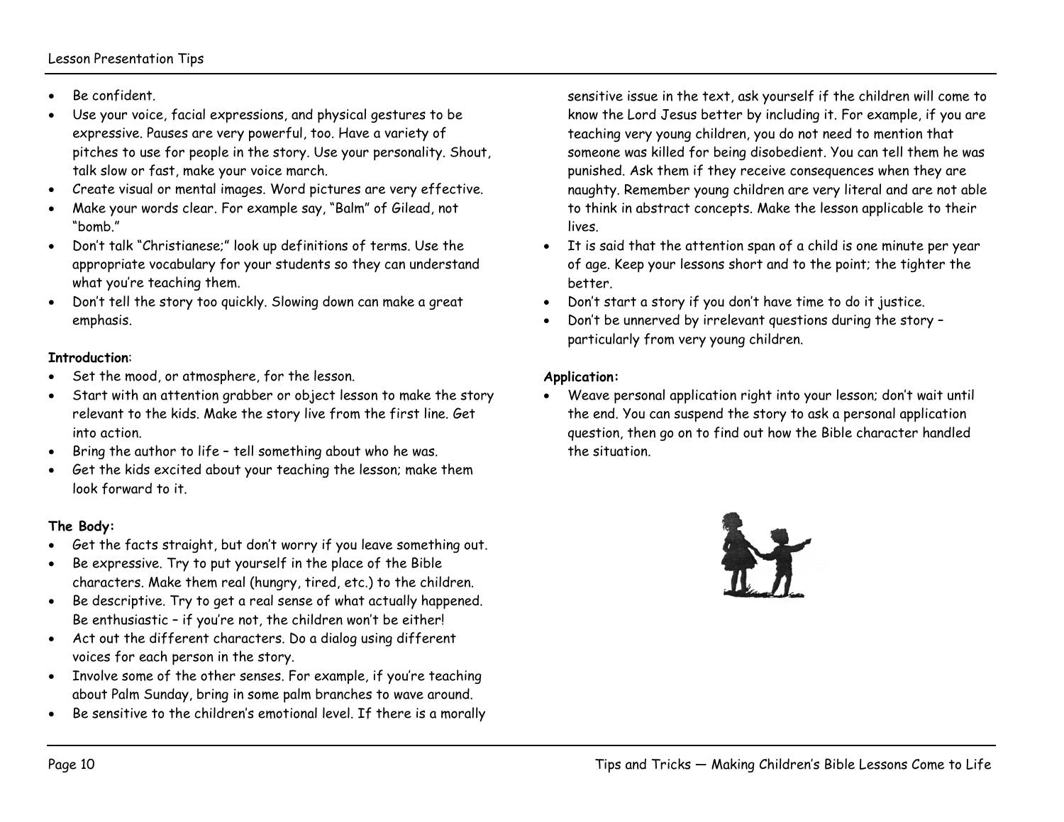- Be confident.
- Use your voice, facial expressions, and physical gestures to be expressive. Pauses are very powerful, too. Have a variety of pitches to use for people in the story. Use your personality. Shout, talk slow or fast, make your voice march.
- Create visual or mental images. Word pictures are very effective.
- Make your words clear. For example say, "Balm" of Gilead, not "bomb."
- Don't talk "Christianese;" look up definitions of terms. Use the appropriate vocabulary for your students so they can understand what you're teaching them.
- Don't tell the story too quickly. Slowing down can make a great emphasis.

**Introduction**:

- Set the mood, or atmosphere, for the lesson.
- Start with an attention grabber or object lesson to make the story relevant to the kids. Make the story live from the first line. Get into action.
- Bring the author to life – tell something about who he was.
- Get the kids excited about your teaching the lesson; make them look forward to it.

**The Body:**

- Get the facts straight, but don't worry if you leave something out.
- Be expressive. Try to put yourself in the place of the Bible characters. Make them real (hungry, tired, etc.) to the children.
- Be descriptive. Try to get a real sense of what actually happened. Be enthusiastic – if you're not, the children won't be either!
- Act out the different characters. Do a dialog using different voices for each person in the story.
- Involve some of the other senses. For example, if you're teaching about Palm Sunday, bring in some palm branches to wave around.
- Be sensitive to the children's emotional level. If there is a morally sensitive issue in the text, ask yourself if the children will come to know the Lord Jesus better by including it. For example, if you are teaching very young children, you do not need to mention that someone was killed for being disobedient. You can tell them he was punished. Ask them if they receive consequences when they are naughty. Remember young children are very literal and are not able to think in abstract concepts. Make the lesson applicable to their lives.
- It is said that the attention span of a child is one minute per year of age. Keep your lessons short and to the point; the tighter the better.
- Don't start a story if you don't have time to do it justice.
- Don't be unnerved by irrelevant questions during the story – particularly from very young children.

**Application:**

- Weave personal application right into your lesson; don't wait until the end. You can suspend the story to ask a personal application question, then go on to find out how the Bible character handled the situation.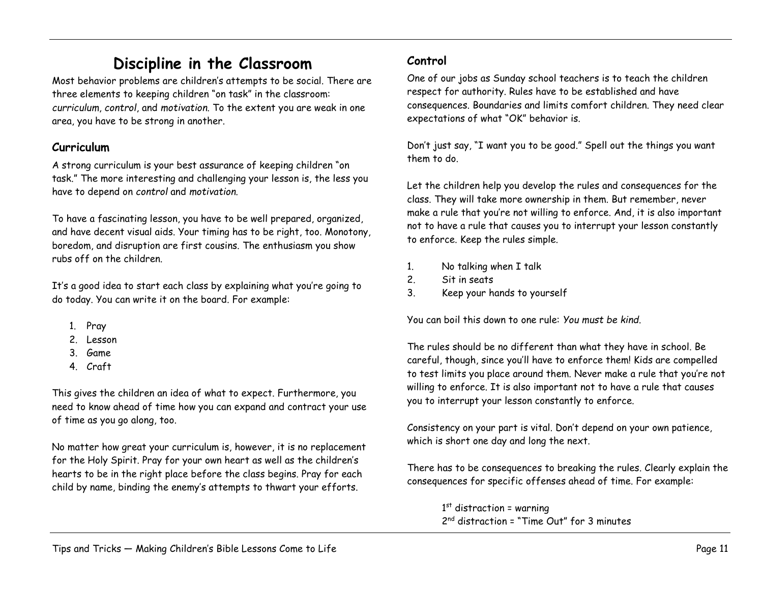# Discipline in the Classroom

Most behavior problems are children's attempts to be social. There are three elements to keeping children "on task" in the classroom: *curriculum*, *control*, and *motivation*. To the extent you are weak in one area, you have to be strong in another.

## Curriculum

A strong curriculum is your best assurance of keeping children "on task." The more interesting and challenging your lesson is, the less you have to depend on *control* and *motivation*.

To have a fascinating lesson, you have to be well prepared, organized, and have decent visual aids. Your timing has to be right, too. Monotony, boredom, and disruption are first cousins. The enthusiasm you show rubs off on the children.

It's a good idea to start each class by explaining what you're going to do today. You can write it on the board. For example:

1. Pray
2. Lesson
3. Game
4. Craft

This gives the children an idea of what to expect. Furthermore, you need to know ahead of time how you can expand and contract your use of time as you go along, too.

No matter how great your curriculum is, however, it is no replacement for the Holy Spirit. Pray for your own heart as well as the children's hearts to be in the right place before the class begins. Pray for each child by name, binding the enemy's attempts to thwart your efforts.

## Control

One of our jobs as Sunday school teachers is to teach the children respect for authority. Rules have to be established and have consequences. Boundaries and limits comfort children. They need clear expectations of what "OK" behavior is.

Don't just say, "I want you to be good." Spell out the things you want them to do.

Let the children help you develop the rules and consequences for the class. They will take more ownership in them. But remember, never make a rule that you're not willing to enforce. And, it is also important not to have a rule that causes you to interrupt your lesson constantly to enforce. Keep the rules simple.

1. No talking when I talk
2. Sit in seats
3. Keep your hands to yourself

You can boil this down to one rule: *You must be kind.*

The rules should be no different than what they have in school. Be careful, though, since you'll have to enforce them! Kids are compelled to test limits you place around them. Never make a rule that you're not willing to enforce. It is also important not to have a rule that causes you to interrupt your lesson constantly to enforce.

Consistency on your part is vital. Don't depend on your own patience, which is short one day and long the next.

There has to be consequences to breaking the rules. Clearly explain the consequences for specific offenses ahead of time. For example:

1st distraction = warning
2nd distraction = "Time Out" for 3 minutes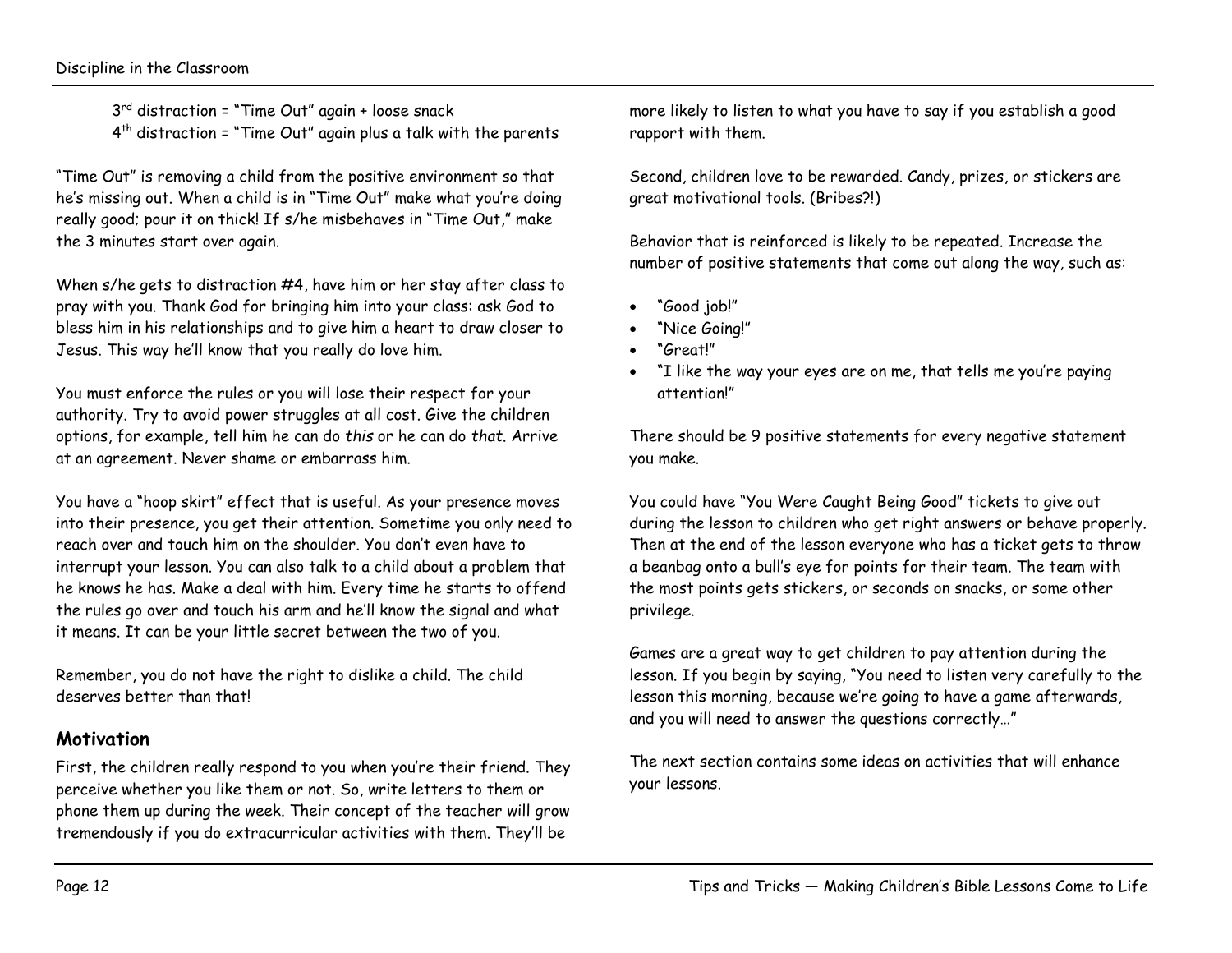3rd distraction = "Time Out" again + loose snack
4th distraction = "Time Out" again plus a talk with the parents

"Time Out" is removing a child from the positive environment so that he's missing out. When a child is in "Time Out" make what you're doing really good; pour it on thick! If s/he misbehaves in "Time Out," make the 3 minutes start over again.

When s/he gets to distraction #4, have him or her stay after class to pray with you. Thank God for bringing him into your class: ask God to bless him in his relationships and to give him a heart to draw closer to Jesus. This way he'll know that you really do love him.

You must enforce the rules or you will lose their respect for your authority. Try to avoid power struggles at all cost. Give the children options, for example, tell him he can do *this* or he can do *that*. Arrive at an agreement. Never shame or embarrass him.

You have a "hoop skirt" effect that is useful. As your presence moves into their presence, you get their attention. Sometime you only need to reach over and touch him on the shoulder. You don't even have to interrupt your lesson. You can also talk to a child about a problem that he knows he has. Make a deal with him. Every time he starts to offend the rules go over and touch his arm and he'll know the signal and what it means. It can be your little secret between the two of you.

Remember, you do not have the right to dislike a child. The child deserves better than that!

## Motivation

First, the children really respond to you when you're their friend. They perceive whether you like them or not. So, write letters to them or phone them up during the week. Their concept of the teacher will grow tremendously if you do extracurricular activities with them. They'll be more likely to listen to what you have to say if you establish a good rapport with them.

Second, children love to be rewarded. Candy, prizes, or stickers are great motivational tools. (Bribes?!)

Behavior that is reinforced is likely to be repeated. Increase the number of positive statements that come out along the way, such as:

- "Good job!"
- "Nice Going!"
- "Great!"
- "I like the way your eyes are on me, that tells me you're paying attention!"

There should be 9 positive statements for every negative statement you make.

You could have "You Were Caught Being Good" tickets to give out during the lesson to children who get right answers or behave properly. Then at the end of the lesson everyone who has a ticket gets to throw a beanbag onto a bull's eye for points for their team. The team with the most points gets stickers, or seconds on snacks, or some other privilege.

Games are a great way to get children to pay attention during the lesson. If you begin by saying, "You need to listen very carefully to the lesson this morning, because we're going to have a game afterwards, and you will need to answer the questions correctly…"

The next section contains some ideas on activities that will enhance your lessons.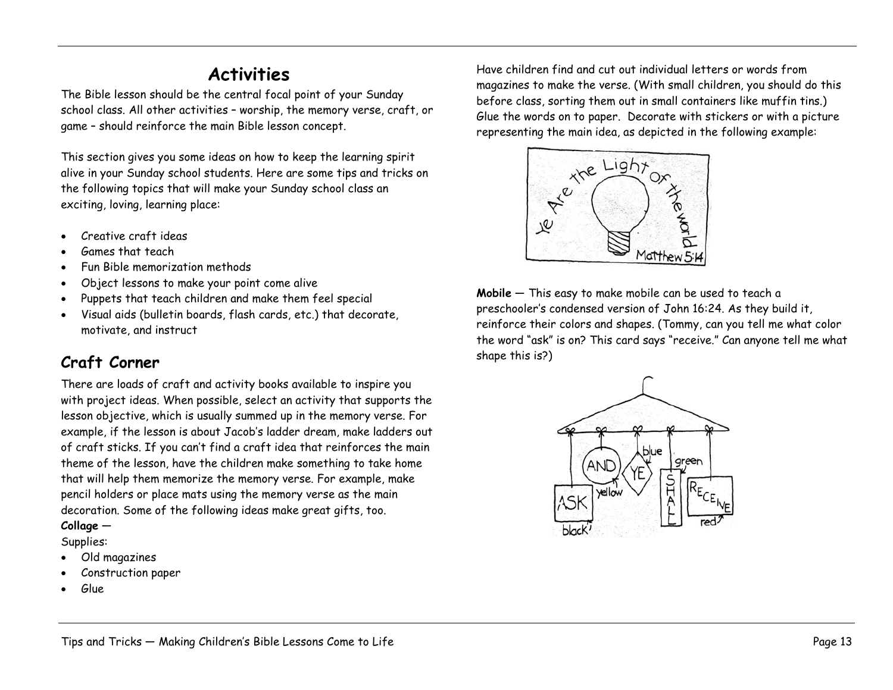# Activities

The Bible lesson should be the central focal point of your Sunday school class. All other activities – worship, the memory verse, craft, or game – should reinforce the main Bible lesson concept.

This section gives you some ideas on how to keep the learning spirit alive in your Sunday school students. Here are some tips and tricks on the following topics that will make your Sunday school class an exciting, loving, learning place:

- Creative craft ideas
- Games that teach
- Fun Bible memorization methods
- Object lessons to make your point come alive
- Puppets that teach children and make them feel special
- Visual aids (bulletin boards, flash cards, etc.) that decorate, motivate, and instruct

## Craft Corner

There are loads of craft and activity books available to inspire you with project ideas. When possible, select an activity that supports the lesson objective, which is usually summed up in the memory verse. For example, if the lesson is about Jacob's ladder dream, make ladders out of craft sticks. If you can't find a craft idea that reinforces the main theme of the lesson, have the children make something to take home that will help them memorize the memory verse. For example, make pencil holders or place mats using the memory verse as the main decoration. Some of the following ideas make great gifts, too.

**Collage** —

Supplies:

- Old magazines
- Construction paper
- Glue

Have children find and cut out individual letters or words from magazines to make the verse. (With small children, you should do this before class, sorting them out in small containers like muffin tins.) Glue the words on to paper. Decorate with stickers or with a picture representing the main idea, as depicted in the following example:

**Mobile** — This easy to make mobile can be used to teach a preschooler's condensed version of John 16:24. As they build it, reinforce their colors and shapes. (Tommy, can you tell me what color the word "ask" is on? This card says "receive." Can anyone tell me what shape this is?)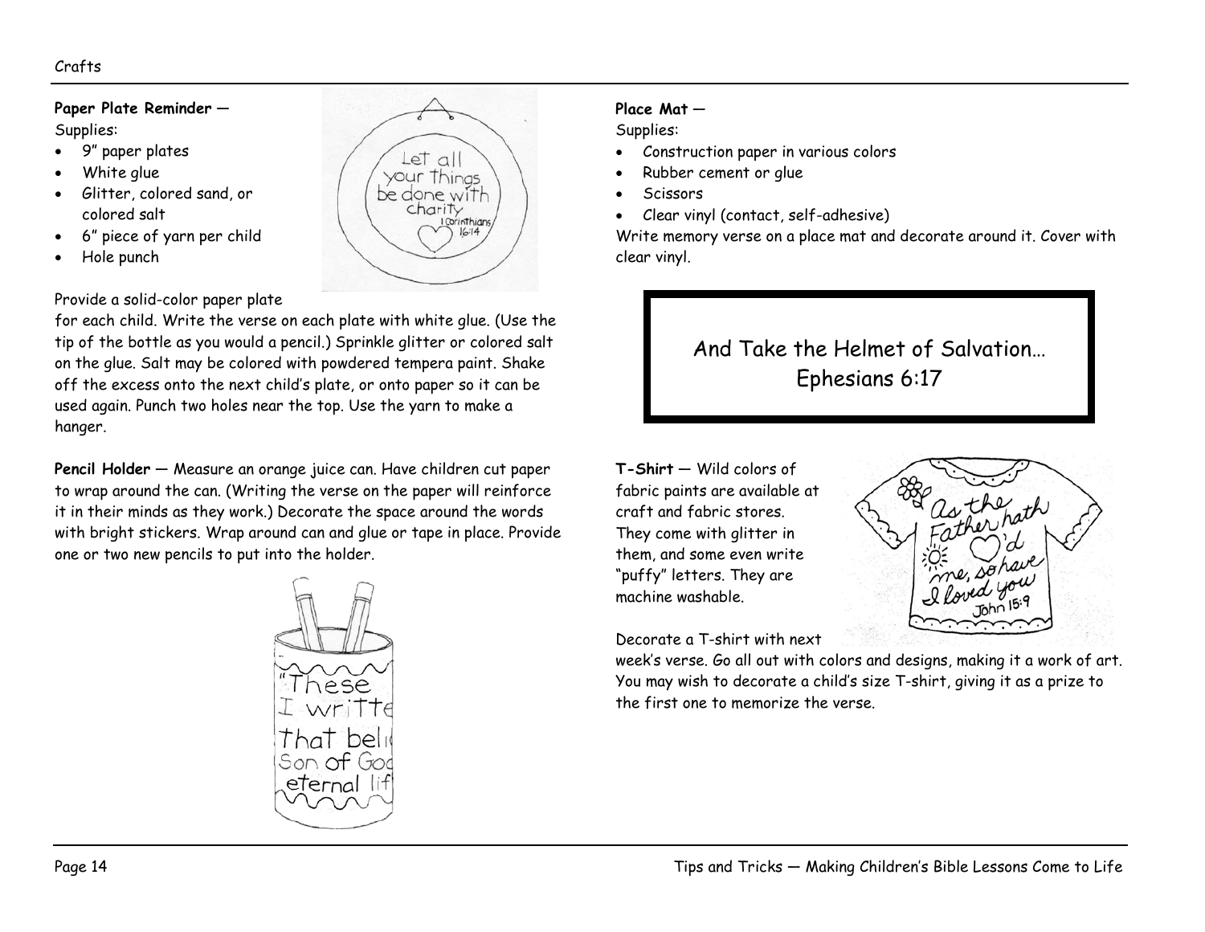**Paper Plate Reminder** —

Supplies:

- 9" paper plates
- White glue
- Glitter, colored sand, or colored salt
- 6" piece of yarn per child
- Hole punch

Provide a solid-color paper plate for each child. Write the verse on each plate with white glue. (Use the tip of the bottle as you would a pencil.) Sprinkle glitter or colored salt on the glue. Salt may be colored with powdered tempera paint. Shake off the excess onto the next child's plate, or onto paper so it can be used again. Punch two holes near the top. Use the yarn to make a hanger.

**Pencil Holder** — Measure an orange juice can. Have children cut paper to wrap around the can. (Writing the verse on the paper will reinforce it in their minds as they work.) Decorate the space around the words with bright stickers. Wrap around can and glue or tape in place. Provide one or two new pencils to put into the holder.

**Place Mat** —

Supplies:

- Construction paper in various colors
- Rubber cement or glue
- Scissors
- Clear vinyl (contact, self-adhesive)

Write memory verse on a place mat and decorate around it. Cover with clear vinyl.

And Take the Helmet of Salvation…
Ephesians 6:17

**T-Shirt** — Wild colors of fabric paints are available at craft and fabric stores. They come with glitter in them, and some even write "puffy" letters. They are machine washable.

Decorate a T-shirt with next week's verse. Go all out with colors and designs, making it a work of art. You may wish to decorate a child's size T-shirt, giving it as a prize to the first one to memorize the verse.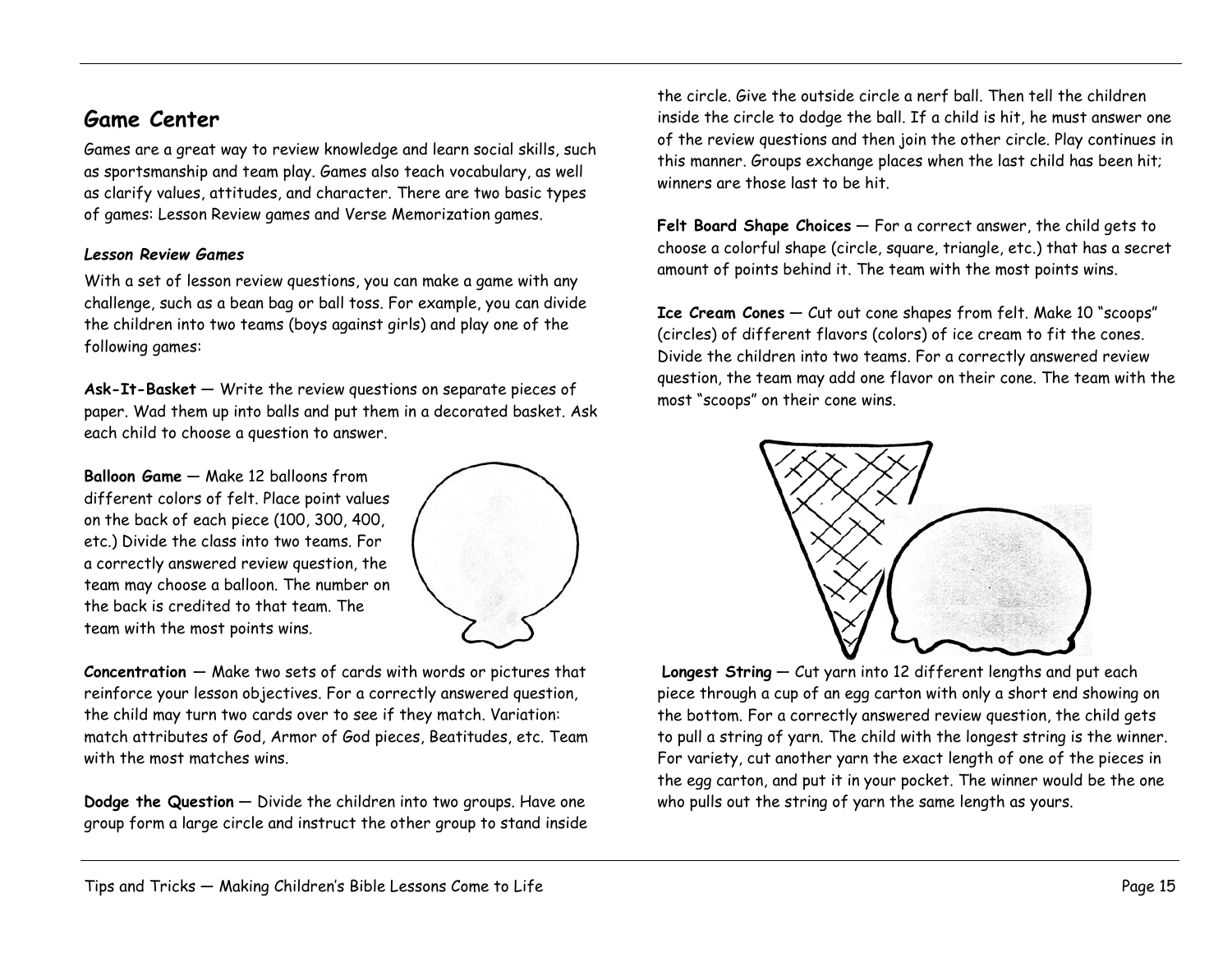## Game Center

Games are a great way to review knowledge and learn social skills, such as sportsmanship and team play. Games also teach vocabulary, as well as clarify values, attitudes, and character. There are two basic types of games: Lesson Review games and Verse Memorization games.

### *Lesson Review Games*

With a set of lesson review questions, you can make a game with any challenge, such as a bean bag or ball toss. For example, you can divide the children into two teams (boys against girls) and play one of the following games:

**Ask-It-Basket** — Write the review questions on separate pieces of paper. Wad them up into balls and put them in a decorated basket. Ask each child to choose a question to answer.

**Balloon Game** — Make 12 balloons from different colors of felt. Place point values on the back of each piece (100, 300, 400, etc.) Divide the class into two teams. For a correctly answered review question, the team may choose a balloon. The number on the back is credited to that team. The team with the most points wins.

**Concentration** — Make two sets of cards with words or pictures that reinforce your lesson objectives. For a correctly answered question, the child may turn two cards over to see if they match. Variation: match attributes of God, Armor of God pieces, Beatitudes, etc. Team with the most matches wins.

**Dodge the Question** — Divide the children into two groups. Have one group form a large circle and instruct the other group to stand inside the circle. Give the outside circle a nerf ball. Then tell the children inside the circle to dodge the ball. If a child is hit, he must answer one of the review questions and then join the other circle. Play continues in this manner. Groups exchange places when the last child has been hit; winners are those last to be hit.

**Felt Board Shape Choices** — For a correct answer, the child gets to choose a colorful shape (circle, square, triangle, etc.) that has a secret amount of points behind it. The team with the most points wins.

**Ice Cream Cones** — Cut out cone shapes from felt. Make 10 "scoops" (circles) of different flavors (colors) of ice cream to fit the cones. Divide the children into two teams. For a correctly answered review question, the team may add one flavor on their cone. The team with the most "scoops" on their cone wins.

**Longest String** — Cut yarn into 12 different lengths and put each piece through a cup of an egg carton with only a short end showing on the bottom. For a correctly answered review question, the child gets to pull a string of yarn. The child with the longest string is the winner. For variety, cut another yarn the exact length of one of the pieces in the egg carton, and put it in your pocket. The winner would be the one who pulls out the string of yarn the same length as yours.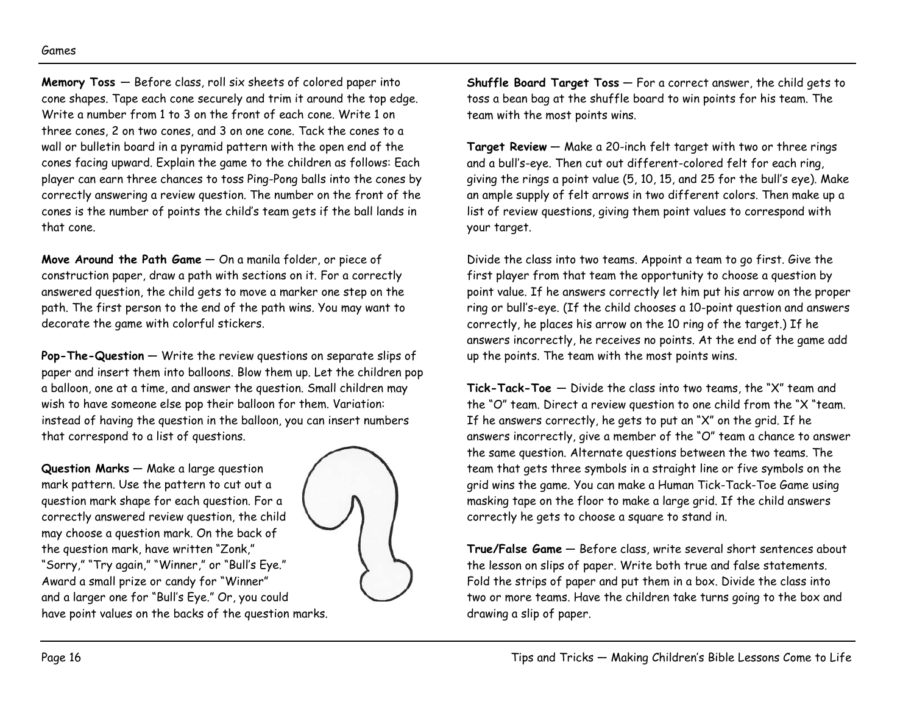**Memory Toss** — Before class, roll six sheets of colored paper into cone shapes. Tape each cone securely and trim it around the top edge. Write a number from 1 to 3 on the front of each cone. Write 1 on three cones, 2 on two cones, and 3 on one cone. Tack the cones to a wall or bulletin board in a pyramid pattern with the open end of the cones facing upward. Explain the game to the children as follows: Each player can earn three chances to toss Ping-Pong balls into the cones by correctly answering a review question. The number on the front of the cones is the number of points the child's team gets if the ball lands in that cone.

**Move Around the Path Game** — On a manila folder, or piece of construction paper, draw a path with sections on it. For a correctly answered question, the child gets to move a marker one step on the path. The first person to the end of the path wins. You may want to decorate the game with colorful stickers.

**Pop-The-Question** — Write the review questions on separate slips of paper and insert them into balloons. Blow them up. Let the children pop a balloon, one at a time, and answer the question. Small children may wish to have someone else pop their balloon for them. Variation: instead of having the question in the balloon, you can insert numbers that correspond to a list of questions.

**Question Marks** — Make a large question mark pattern. Use the pattern to cut out a question mark shape for each question. For a correctly answered review question, the child may choose a question mark. On the back of the question mark, have written "Zonk," "Sorry," "Try again," "Winner," or "Bull's Eye." Award a small prize or candy for "Winner" and a larger one for "Bull's Eye." Or, you could have point values on the backs of the question marks.

**Shuffle Board Target Toss** — For a correct answer, the child gets to toss a bean bag at the shuffle board to win points for his team. The team with the most points wins.

**Target Review** — Make a 20-inch felt target with two or three rings and a bull's-eye. Then cut out different-colored felt for each ring, giving the rings a point value (5, 10, 15, and 25 for the bull's eye). Make an ample supply of felt arrows in two different colors. Then make up a list of review questions, giving them point values to correspond with your target.

Divide the class into two teams. Appoint a team to go first. Give the first player from that team the opportunity to choose a question by point value. If he answers correctly let him put his arrow on the proper ring or bull's-eye. (If the child chooses a 10-point question and answers correctly, he places his arrow on the 10 ring of the target.) If he answers incorrectly, he receives no points. At the end of the game add up the points. The team with the most points wins.

**Tick-Tack-Toe** — Divide the class into two teams, the "X" team and the "O" team. Direct a review question to one child from the "X "team. If he answers correctly, he gets to put an "X" on the grid. If he answers incorrectly, give a member of the "O" team a chance to answer the same question. Alternate questions between the two teams. The team that gets three symbols in a straight line or five symbols on the grid wins the game. You can make a Human Tick-Tack-Toe Game using masking tape on the floor to make a large grid. If the child answers correctly he gets to choose a square to stand in.

**True/False Game** — Before class, write several short sentences about the lesson on slips of paper. Write both true and false statements. Fold the strips of paper and put them in a box. Divide the class into two or more teams. Have the children take turns going to the box and drawing a slip of paper.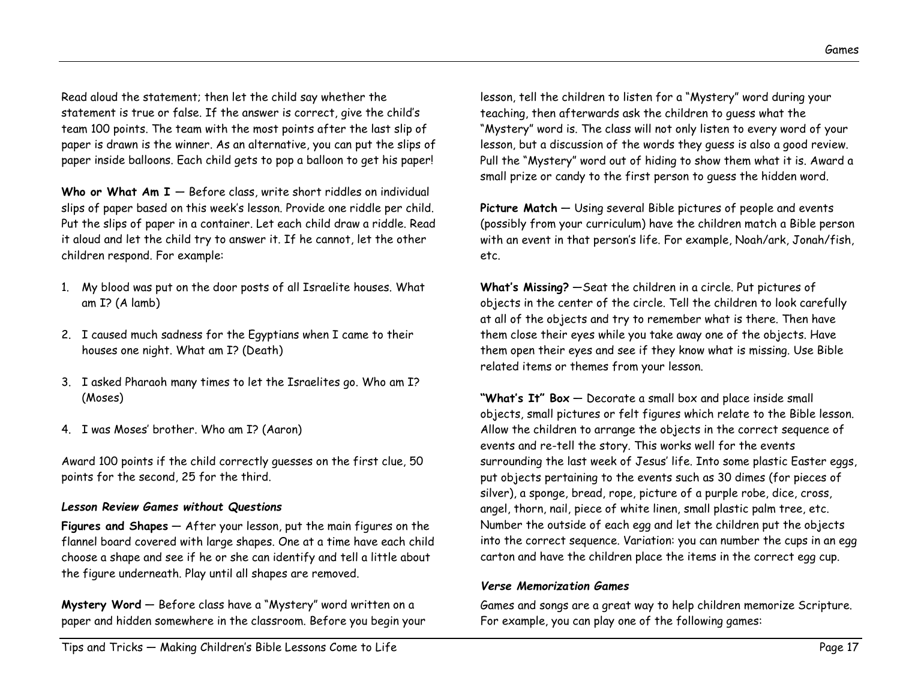Read aloud the statement; then let the child say whether the statement is true or false. If the answer is correct, give the child's team 100 points. The team with the most points after the last slip of paper is drawn is the winner. As an alternative, you can put the slips of paper inside balloons. Each child gets to pop a balloon to get his paper!

**Who or What Am I** — Before class, write short riddles on individual slips of paper based on this week's lesson. Provide one riddle per child. Put the slips of paper in a container. Let each child draw a riddle. Read it aloud and let the child try to answer it. If he cannot, let the other children respond. For example:

1. My blood was put on the door posts of all Israelite houses. What am I? (A lamb)
2. I caused much sadness for the Egyptians when I came to their houses one night. What am I? (Death)
3. I asked Pharaoh many times to let the Israelites go. Who am I? (Moses)
4. I was Moses' brother. Who am I? (Aaron)

Award 100 points if the child correctly guesses on the first clue, 50 points for the second, 25 for the third.

### *Lesson Review Games without Questions*

**Figures and Shapes** — After your lesson, put the main figures on the flannel board covered with large shapes. One at a time have each child choose a shape and see if he or she can identify and tell a little about the figure underneath. Play until all shapes are removed.

**Mystery Word** — Before class have a "Mystery" word written on a paper and hidden somewhere in the classroom. Before you begin your lesson, tell the children to listen for a "Mystery" word during your teaching, then afterwards ask the children to guess what the "Mystery" word is. The class will not only listen to every word of your lesson, but a discussion of the words they guess is also a good review. Pull the "Mystery" word out of hiding to show them what it is. Award a small prize or candy to the first person to guess the hidden word.

**Picture Match** — Using several Bible pictures of people and events (possibly from your curriculum) have the children match a Bible person with an event in that person's life. For example, Noah/ark, Jonah/fish, etc.

**What's Missing?** —Seat the children in a circle. Put pictures of objects in the center of the circle. Tell the children to look carefully at all of the objects and try to remember what is there. Then have them close their eyes while you take away one of the objects. Have them open their eyes and see if they know what is missing. Use Bible related items or themes from your lesson.

**"What's It" Box** — Decorate a small box and place inside small objects, small pictures or felt figures which relate to the Bible lesson. Allow the children to arrange the objects in the correct sequence of events and re-tell the story. This works well for the events surrounding the last week of Jesus' life. Into some plastic Easter eggs, put objects pertaining to the events such as 30 dimes (for pieces of silver), a sponge, bread, rope, picture of a purple robe, dice, cross, angel, thorn, nail, piece of white linen, small plastic palm tree, etc. Number the outside of each egg and let the children put the objects into the correct sequence. Variation: you can number the cups in an egg carton and have the children place the items in the correct egg cup.

### *Verse Memorization Games*

Games and songs are a great way to help children memorize Scripture. For example, you can play one of the following games: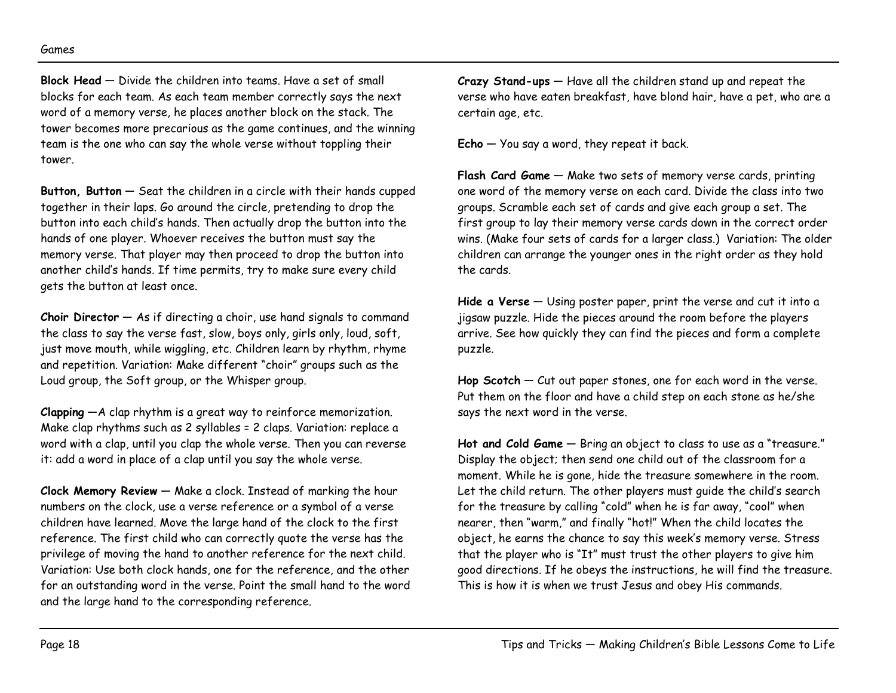**Block Head** — Divide the children into teams. Have a set of small blocks for each team. As each team member correctly says the next word of a memory verse, he places another block on the stack. The tower becomes more precarious as the game continues, and the winning team is the one who can say the whole verse without toppling their tower.

**Button, Button** — Seat the children in a circle with their hands cupped together in their laps. Go around the circle, pretending to drop the button into each child's hands. Then actually drop the button into the hands of one player. Whoever receives the button must say the memory verse. That player may then proceed to drop the button into another child's hands. If time permits, try to make sure every child gets the button at least once.

**Choir Director** — As if directing a choir, use hand signals to command the class to say the verse fast, slow, boys only, girls only, loud, soft, just move mouth, while wiggling, etc. Children learn by rhythm, rhyme and repetition. Variation: Make different "choir" groups such as the Loud group, the Soft group, or the Whisper group.

**Clapping** —A clap rhythm is a great way to reinforce memorization. Make clap rhythms such as 2 syllables = 2 claps. Variation: replace a word with a clap, until you clap the whole verse. Then you can reverse it: add a word in place of a clap until you say the whole verse.

**Clock Memory Review** — Make a clock. Instead of marking the hour numbers on the clock, use a verse reference or a symbol of a verse children have learned. Move the large hand of the clock to the first reference. The first child who can correctly quote the verse has the privilege of moving the hand to another reference for the next child. Variation: Use both clock hands, one for the reference, and the other for an outstanding word in the verse. Point the small hand to the word and the large hand to the corresponding reference.

**Crazy Stand-ups** — Have all the children stand up and repeat the verse who have eaten breakfast, have blond hair, have a pet, who are a certain age, etc.

**Echo** — You say a word, they repeat it back.

**Flash Card Game** — Make two sets of memory verse cards, printing one word of the memory verse on each card. Divide the class into two groups. Scramble each set of cards and give each group a set. The first group to lay their memory verse cards down in the correct order wins. (Make four sets of cards for a larger class.) Variation: The older children can arrange the younger ones in the right order as they hold the cards.

**Hide a Verse** — Using poster paper, print the verse and cut it into a jigsaw puzzle. Hide the pieces around the room before the players arrive. See how quickly they can find the pieces and form a complete puzzle.

**Hop Scotch** — Cut out paper stones, one for each word in the verse. Put them on the floor and have a child step on each stone as he/she says the next word in the verse.

**Hot and Cold Game** — Bring an object to class to use as a "treasure." Display the object; then send one child out of the classroom for a moment. While he is gone, hide the treasure somewhere in the room. Let the child return. The other players must guide the child's search for the treasure by calling "cold" when he is far away, "cool" when nearer, then "warm," and finally "hot!" When the child locates the object, he earns the chance to say this week's memory verse. Stress that the player who is "It" must trust the other players to give him good directions. If he obeys the instructions, he will find the treasure. This is how it is when we trust Jesus and obey His commands.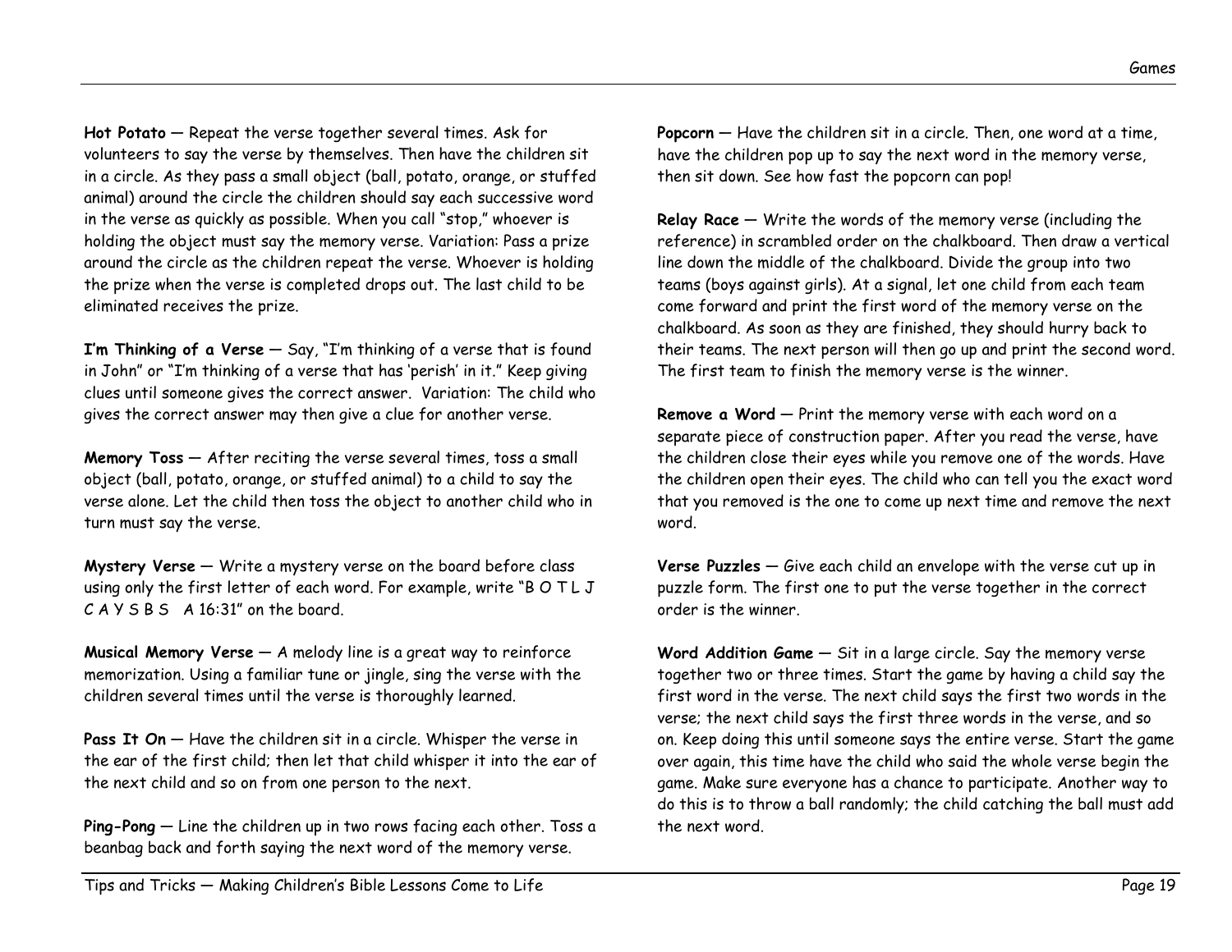**Hot Potato** — Repeat the verse together several times. Ask for volunteers to say the verse by themselves. Then have the children sit in a circle. As they pass a small object (ball, potato, orange, or stuffed animal) around the circle the children should say each successive word in the verse as quickly as possible. When you call "stop," whoever is holding the object must say the memory verse. Variation: Pass a prize around the circle as the children repeat the verse. Whoever is holding the prize when the verse is completed drops out. The last child to be eliminated receives the prize.

**I'm Thinking of a Verse** — Say, "I'm thinking of a verse that is found in John" or "I'm thinking of a verse that has 'perish' in it." Keep giving clues until someone gives the correct answer. Variation: The child who gives the correct answer may then give a clue for another verse.

**Memory Toss** — After reciting the verse several times, toss a small object (ball, potato, orange, or stuffed animal) to a child to say the verse alone. Let the child then toss the object to another child who in turn must say the verse.

**Mystery Verse** — Write a mystery verse on the board before class using only the first letter of each word. For example, write "B O T L J C A Y S B S A 16:31" on the board.

**Musical Memory Verse** — A melody line is a great way to reinforce memorization. Using a familiar tune or jingle, sing the verse with the children several times until the verse is thoroughly learned.

**Pass It On** — Have the children sit in a circle. Whisper the verse in the ear of the first child; then let that child whisper it into the ear of the next child and so on from one person to the next.

**Ping-Pong** — Line the children up in two rows facing each other. Toss a beanbag back and forth saying the next word of the memory verse.

**Popcorn** — Have the children sit in a circle. Then, one word at a time, have the children pop up to say the next word in the memory verse, then sit down. See how fast the popcorn can pop!

**Relay Race** — Write the words of the memory verse (including the reference) in scrambled order on the chalkboard. Then draw a vertical line down the middle of the chalkboard. Divide the group into two teams (boys against girls). At a signal, let one child from each team come forward and print the first word of the memory verse on the chalkboard. As soon as they are finished, they should hurry back to their teams. The next person will then go up and print the second word. The first team to finish the memory verse is the winner.

**Remove a Word** — Print the memory verse with each word on a separate piece of construction paper. After you read the verse, have the children close their eyes while you remove one of the words. Have the children open their eyes. The child who can tell you the exact word that you removed is the one to come up next time and remove the next word.

**Verse Puzzles** — Give each child an envelope with the verse cut up in puzzle form. The first one to put the verse together in the correct order is the winner.

**Word Addition Game** — Sit in a large circle. Say the memory verse together two or three times. Start the game by having a child say the first word in the verse. The next child says the first two words in the verse; the next child says the first three words in the verse, and so on. Keep doing this until someone says the entire verse. Start the game over again, this time have the child who said the whole verse begin the game. Make sure everyone has a chance to participate. Another way to do this is to throw a ball randomly; the child catching the ball must add the next word.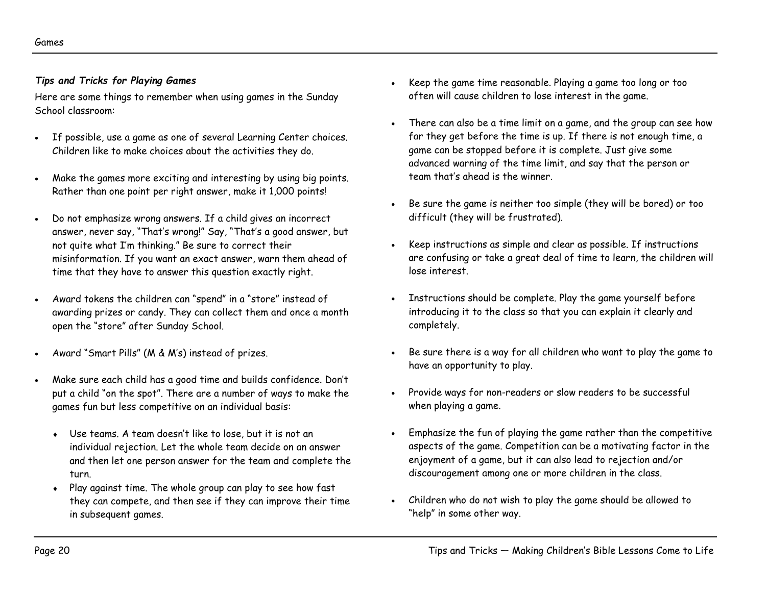***Tips and Tricks for Playing Games***

Here are some things to remember when using games in the Sunday School classroom:

- If possible, use a game as one of several Learning Center choices. Children like to make choices about the activities they do.
- Make the games more exciting and interesting by using big points. Rather than one point per right answer, make it 1,000 points!
- Do not emphasize wrong answers. If a child gives an incorrect answer, never say, "That's wrong!" Say, "That's a good answer, but not quite what I'm thinking." Be sure to correct their misinformation. If you want an exact answer, warn them ahead of time that they have to answer this question exactly right.
- Award tokens the children can "spend" in a "store" instead of awarding prizes or candy. They can collect them and once a month open the "store" after Sunday School.
- Award "Smart Pills" (M & M's) instead of prizes.
- Make sure each child has a good time and builds confidence. Don't put a child "on the spot". There are a number of ways to make the games fun but less competitive on an individual basis:
    - Use teams. A team doesn't like to lose, but it is not an individual rejection. Let the whole team decide on an answer and then let one person answer for the team and complete the turn.
    - Play against time. The whole group can play to see how fast they can compete, and then see if they can improve their time in subsequent games.
- Keep the game time reasonable. Playing a game too long or too often will cause children to lose interest in the game.
- There can also be a time limit on a game, and the group can see how far they get before the time is up. If there is not enough time, a game can be stopped before it is complete. Just give some advanced warning of the time limit, and say that the person or team that's ahead is the winner.
- Be sure the game is neither too simple (they will be bored) or too difficult (they will be frustrated).
- Keep instructions as simple and clear as possible. If instructions are confusing or take a great deal of time to learn, the children will lose interest.
- Instructions should be complete. Play the game yourself before introducing it to the class so that you can explain it clearly and completely.
- Be sure there is a way for all children who want to play the game to have an opportunity to play.
- Provide ways for non-readers or slow readers to be successful when playing a game.
- Emphasize the fun of playing the game rather than the competitive aspects of the game. Competition can be a motivating factor in the enjoyment of a game, but it can also lead to rejection and/or discouragement among one or more children in the class.
- Children who do not wish to play the game should be allowed to "help" in some other way.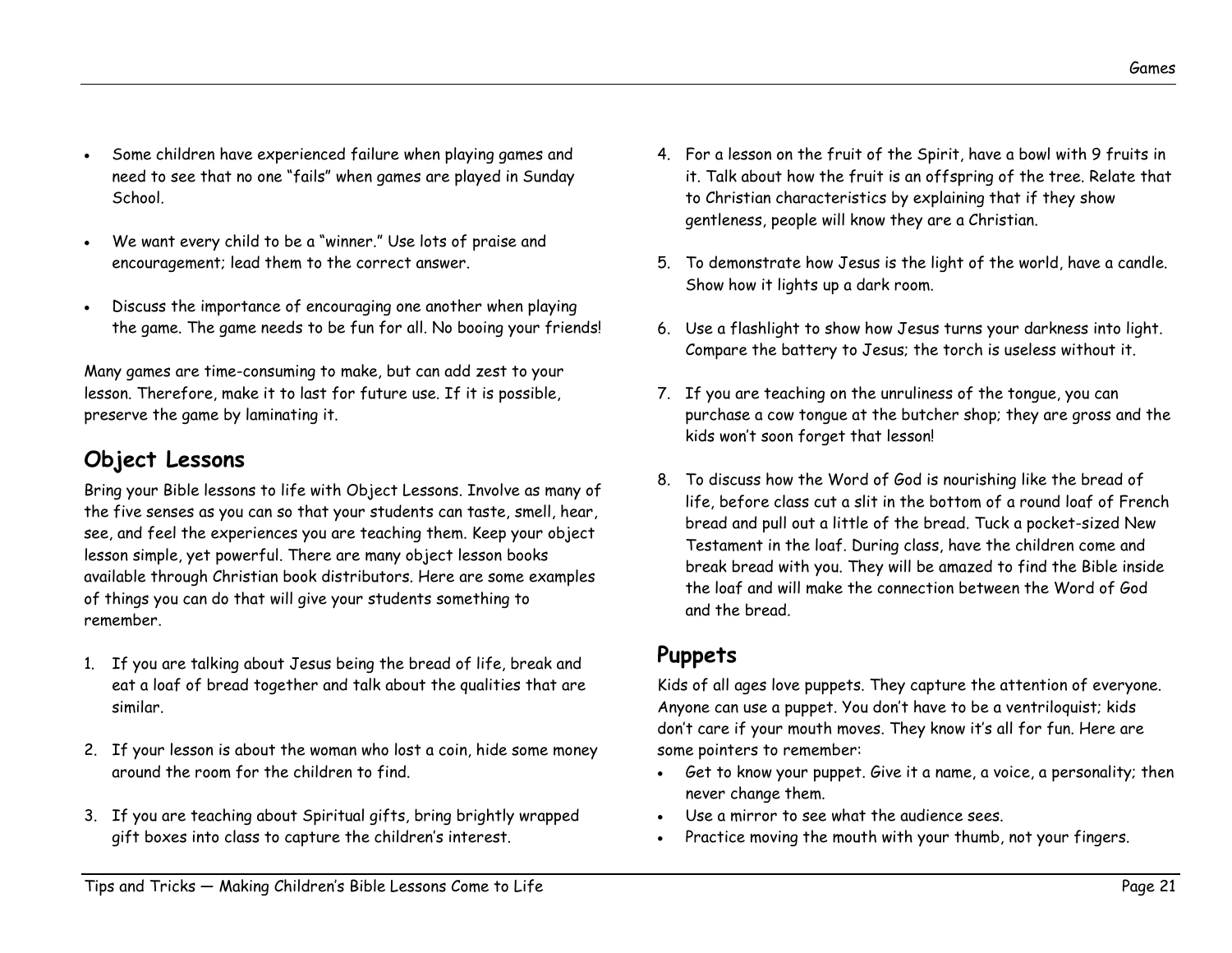- Some children have experienced failure when playing games and need to see that no one "fails" when games are played in Sunday School.

- We want every child to be a "winner." Use lots of praise and encouragement; lead them to the correct answer.

- Discuss the importance of encouraging one another when playing the game. The game needs to be fun for all. No booing your friends!

Many games are time-consuming to make, but can add zest to your lesson. Therefore, make it to last for future use. If it is possible, preserve the game by laminating it.

## Object Lessons

Bring your Bible lessons to life with Object Lessons. Involve as many of the five senses as you can so that your students can taste, smell, hear, see, and feel the experiences you are teaching them. Keep your object lesson simple, yet powerful. There are many object lesson books available through Christian book distributors. Here are some examples of things you can do that will give your students something to remember.

1. If you are talking about Jesus being the bread of life, break and eat a loaf of bread together and talk about the qualities that are similar.

2. If your lesson is about the woman who lost a coin, hide some money around the room for the children to find.

3. If you are teaching about Spiritual gifts, bring brightly wrapped gift boxes into class to capture the children's interest.

4. For a lesson on the fruit of the Spirit, have a bowl with 9 fruits in it. Talk about how the fruit is an offspring of the tree. Relate that to Christian characteristics by explaining that if they show gentleness, people will know they are a Christian.

5. To demonstrate how Jesus is the light of the world, have a candle. Show how it lights up a dark room.

6. Use a flashlight to show how Jesus turns your darkness into light. Compare the battery to Jesus; the torch is useless without it.

7. If you are teaching on the unruliness of the tongue, you can purchase a cow tongue at the butcher shop; they are gross and the kids won't soon forget that lesson!

8. To discuss how the Word of God is nourishing like the bread of life, before class cut a slit in the bottom of a round loaf of French bread and pull out a little of the bread. Tuck a pocket-sized New Testament in the loaf. During class, have the children come and break bread with you. They will be amazed to find the Bible inside the loaf and will make the connection between the Word of God and the bread.

## Puppets

Kids of all ages love puppets. They capture the attention of everyone. Anyone can use a puppet. You don't have to be a ventriloquist; kids don't care if your mouth moves. They know it's all for fun. Here are some pointers to remember:

- Get to know your puppet. Give it a name, a voice, a personality; then never change them.
- Use a mirror to see what the audience sees.
- Practice moving the mouth with your thumb, not your fingers.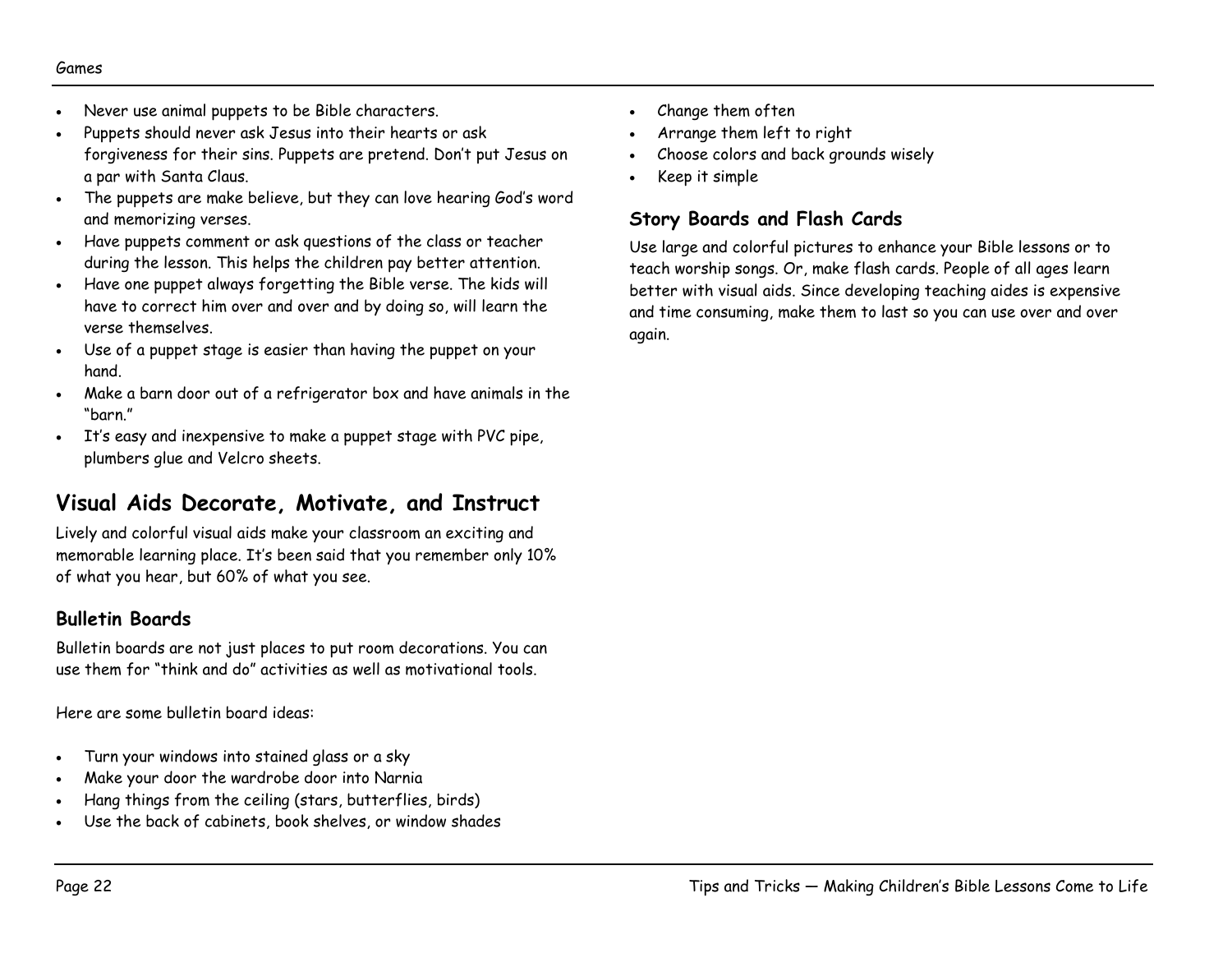- Never use animal puppets to be Bible characters.
- Puppets should never ask Jesus into their hearts or ask forgiveness for their sins. Puppets are pretend. Don't put Jesus on a par with Santa Claus.
- The puppets are make believe, but they can love hearing God's word and memorizing verses.
- Have puppets comment or ask questions of the class or teacher during the lesson. This helps the children pay better attention.
- Have one puppet always forgetting the Bible verse. The kids will have to correct him over and over and by doing so, will learn the verse themselves.
- Use of a puppet stage is easier than having the puppet on your hand.
- Make a barn door out of a refrigerator box and have animals in the "barn."
- It's easy and inexpensive to make a puppet stage with PVC pipe, plumbers glue and Velcro sheets.

## Visual Aids Decorate, Motivate, and Instruct

Lively and colorful visual aids make your classroom an exciting and memorable learning place. It's been said that you remember only 10% of what you hear, but 60% of what you see.

### Bulletin Boards

Bulletin boards are not just places to put room decorations. You can use them for "think and do" activities as well as motivational tools.

Here are some bulletin board ideas:

- Turn your windows into stained glass or a sky
- Make your door the wardrobe door into Narnia
- Hang things from the ceiling (stars, butterflies, birds)
- Use the back of cabinets, book shelves, or window shades
- Change them often
- Arrange them left to right
- Choose colors and back grounds wisely
- Keep it simple

### Story Boards and Flash Cards

Use large and colorful pictures to enhance your Bible lessons or to teach worship songs. Or, make flash cards. People of all ages learn better with visual aids. Since developing teaching aides is expensive and time consuming, make them to last so you can use over and over again.